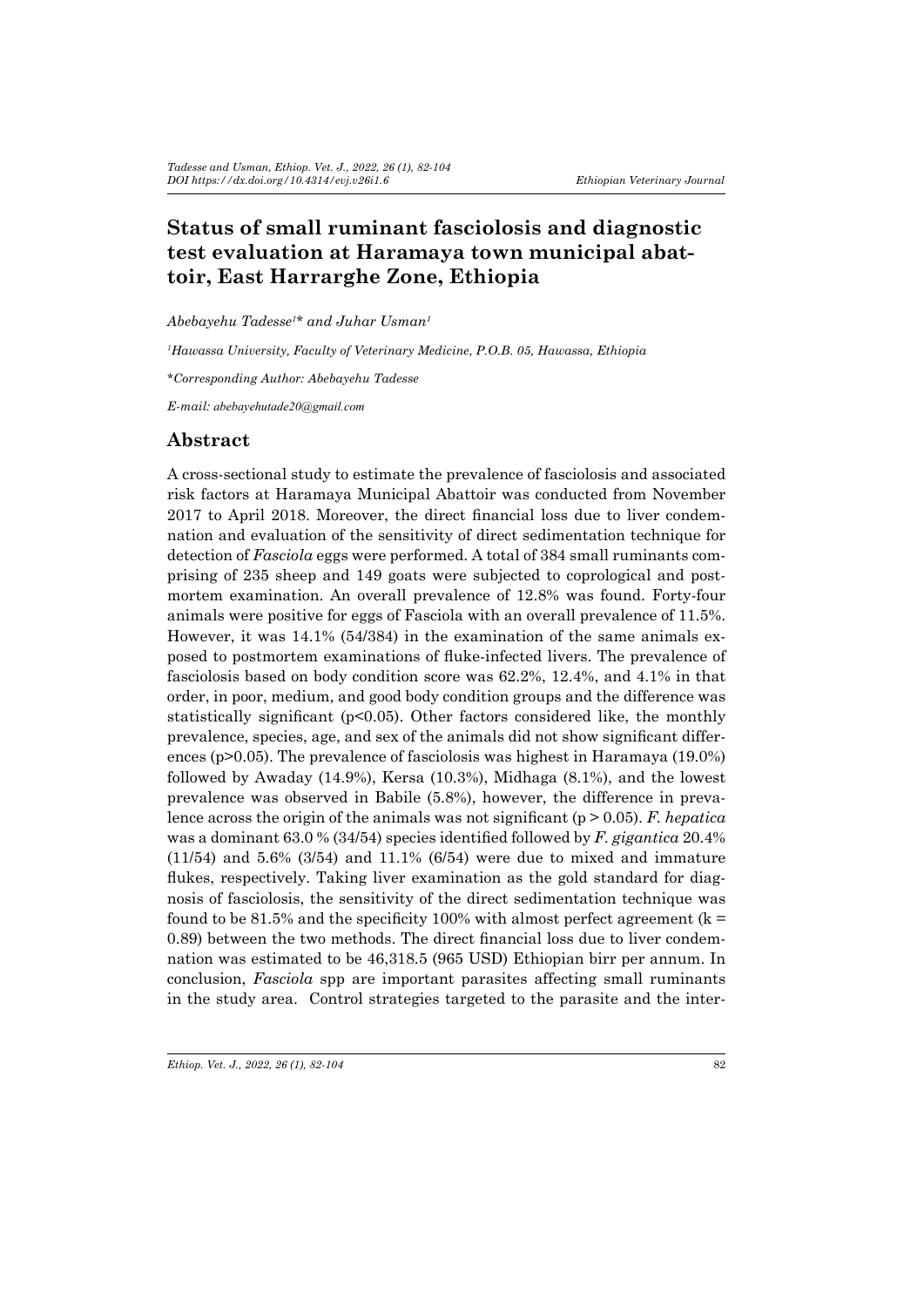# Status of small ruminant fasciolosis and diagnostic test evaluation at Haramaya town municipal abattoir, East Harrarghe Zone, Ethiopia

*Abebayehu Tadesse[1]\* and Juhar Usman[1]*

*[1]Hawassa University, Faculty of Veterinary Medicine, P.O.B. 05, Hawassa, Ethiopia*

*\*Corresponding Author: Abebayehu Tadesse*

*E-mail: abebayehutade20@gmail.com*

## Abstract

A cross-sectional study to estimate the prevalence of fasciolosis and associated risk factors at Haramaya Municipal Abattoir was conducted from November 2017 to April 2018. Moreover, the direct financial loss due to liver condemnation and evaluation of the sensitivity of direct sedimentation technique for detection of *Fasciola* eggs were performed. A total of 384 small ruminants comprising of 235 sheep and 149 goats were subjected to coprological and postmortem examination. An overall prevalence of 12.8% was found. Forty-four animals were positive for eggs of Fasciola with an overall prevalence of 11.5%. However, it was 14.1% (54/384) in the examination of the same animals exposed to postmortem examinations of fluke-infected livers. The prevalence of fasciolosis based on body condition score was 62.2%, 12.4%, and 4.1% in that order, in poor, medium, and good body condition groups and the difference was statistically significant ($p<0.05$). Other factors considered like, the monthly prevalence, species, age, and sex of the animals did not show significant differences ($p>0.05$). The prevalence of fasciolosis was highest in Haramaya (19.0%) followed by Awaday (14.9%), Kersa (10.3%), Midhaga (8.1%), and the lowest prevalence was observed in Babile (5.8%), however, the difference in prevalence across the origin of the animals was not significant ($p > 0.05$). *F. hepatica* was a dominant 63.0 % (34/54) species identified followed by *F. gigantica* 20.4% (11/54) and 5.6% (3/54) and 11.1% (6/54) were due to mixed and immature flukes, respectively. Taking liver examination as the gold standard for diagnosis of fasciolosis, the sensitivity of the direct sedimentation technique was found to be 81.5% and the specificity 100% with almost perfect agreement ($k = 0.89$) between the two methods. The direct financial loss due to liver condemnation was estimated to be 46,318.5 (965 USD) Ethiopian birr per annum. In conclusion, *Fasciola* spp are important parasites affecting small ruminants in the study area. Control strategies targeted to the parasite and the inter-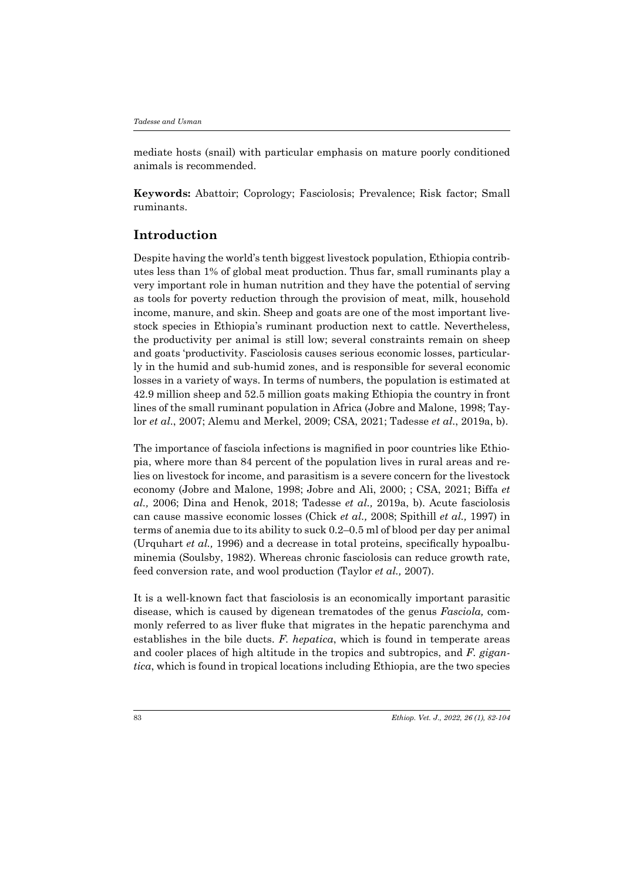mediate hosts (snail) with particular emphasis on mature poorly conditioned animals is recommended.

**Keywords:** Abattoir; Coprology; Fasciolosis; Prevalence; Risk factor; Small ruminants.

## Introduction

Despite having the world's tenth biggest livestock population, Ethiopia contributes less than 1% of global meat production. Thus far, small ruminants play a very important role in human nutrition and they have the potential of serving as tools for poverty reduction through the provision of meat, milk, household income, manure, and skin. Sheep and goats are one of the most important livestock species in Ethiopia's ruminant production next to cattle. Nevertheless, the productivity per animal is still low; several constraints remain on sheep and goats 'productivity. Fasciolosis causes serious economic losses, particularly in the humid and sub-humid zones, and is responsible for several economic losses in a variety of ways. In terms of numbers, the population is estimated at 42.9 million sheep and 52.5 million goats making Ethiopia the country in front lines of the small ruminant population in Africa (Jobre and Malone, 1998; Taylor *et al*., 2007; Alemu and Merkel, 2009; CSA, 2021; Tadesse *et al*., 2019a, b).

The importance of fasciola infections is magnified in poor countries like Ethiopia, where more than 84 percent of the population lives in rural areas and relies on livestock for income, and parasitism is a severe concern for the livestock economy (Jobre and Malone, 1998; Jobre and Ali, 2000; ; CSA, 2021; Biffa *et al.,* 2006; Dina and Henok, 2018; Tadesse *et al.,* 2019a, b). Acute fasciolosis can cause massive economic losses (Chick *et al.,* 2008; Spithill *et al.,* 1997) in terms of anemia due to its ability to suck 0.2–0.5 ml of blood per day per animal (Urquhart *et al.,* 1996) and a decrease in total proteins, specifically hypoalbuminemia (Soulsby, 1982). Whereas chronic fasciolosis can reduce growth rate, feed conversion rate, and wool production (Taylor *et al.,* 2007).

It is a well-known fact that fasciolosis is an economically important parasitic disease, which is caused by digenean trematodes of the genus *Fasciola,* commonly referred to as liver fluke that migrates in the hepatic parenchyma and establishes in the bile ducts. *F. hepatica*, which is found in temperate areas and cooler places of high altitude in the tropics and subtropics, and *F. gigantica*, which is found in tropical locations including Ethiopia, are the two species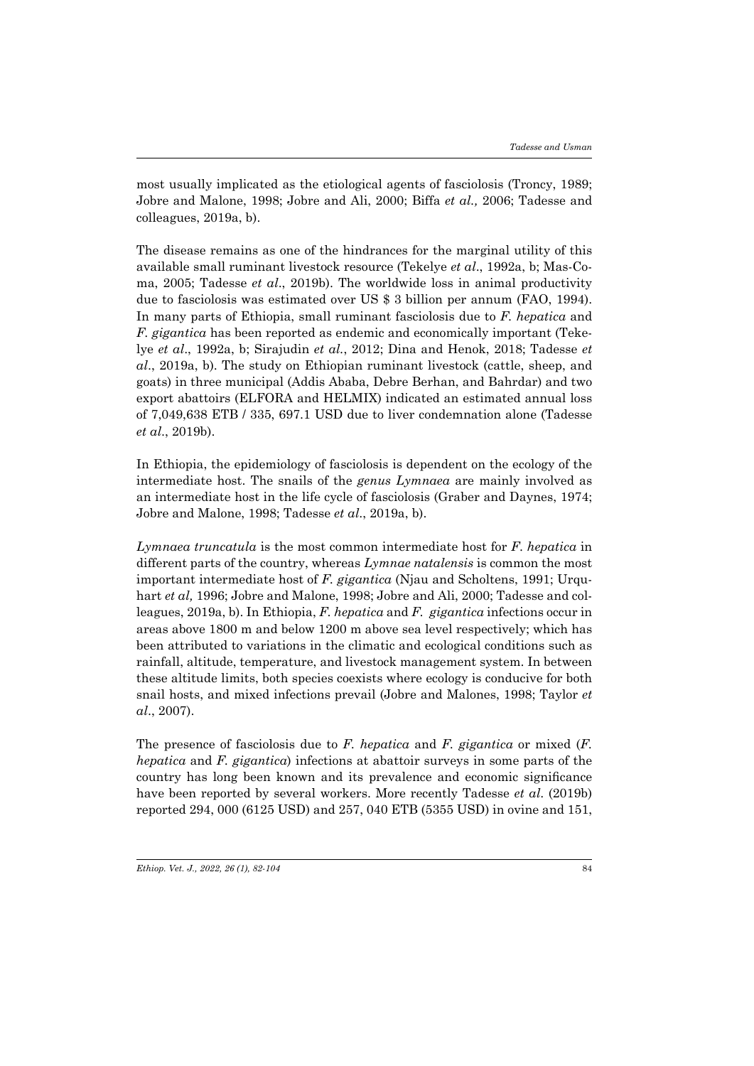most usually implicated as the etiological agents of fasciolosis (Troncy, 1989; Jobre and Malone, 1998; Jobre and Ali, 2000; Biffa *et al.,* 2006; Tadesse and colleagues, 2019a, b).

The disease remains as one of the hindrances for the marginal utility of this available small ruminant livestock resource (Tekelye *et al*., 1992a, b; Mas-Coma, 2005; Tadesse *et al*., 2019b). The worldwide loss in animal productivity due to fasciolosis was estimated over US $ 3 billion per annum (FAO, 1994). In many parts of Ethiopia, small ruminant fasciolosis due to *F. hepatica* and *F. gigantica* has been reported as endemic and economically important (Tekelye *et al*., 1992a, b; Sirajudin *et al.*, 2012; Dina and Henok, 2018; Tadesse *et al*., 2019a, b). The study on Ethiopian ruminant livestock (cattle, sheep, and goats) in three municipal (Addis Ababa, Debre Berhan, and Bahrdar) and two export abattoirs (ELFORA and HELMIX) indicated an estimated annual loss of 7,049,638 ETB / 335, 697.1 USD due to liver condemnation alone (Tadesse *et al*., 2019b).

In Ethiopia, the epidemiology of fasciolosis is dependent on the ecology of the intermediate host. The snails of the *genus Lymnaea* are mainly involved as an intermediate host in the life cycle of fasciolosis (Graber and Daynes, 1974; Jobre and Malone, 1998; Tadesse *et al*., 2019a, b).

*Lymnaea truncatula* is the most common intermediate host for *F. hepatica* in different parts of the country, whereas *Lymnae natalensis* is common the most important intermediate host of *F. gigantica* (Njau and Scholtens, 1991; Urquhart *et al,* 1996; Jobre and Malone, 1998; Jobre and Ali, 2000; Tadesse and colleagues, 2019a, b). In Ethiopia, *F. hepatica* and *F. gigantica* infections occur in areas above 1800 m and below 1200 m above sea level respectively; which has been attributed to variations in the climatic and ecological conditions such as rainfall, altitude, temperature, and livestock management system. In between these altitude limits, both species coexists where ecology is conducive for both snail hosts, and mixed infections prevail (Jobre and Malones, 1998; Taylor *et al*., 2007).

The presence of fasciolosis due to *F. hepatica* and *F. gigantica* or mixed (*F. hepatica* and *F. gigantica*) infections at abattoir surveys in some parts of the country has long been known and its prevalence and economic significance have been reported by several workers. More recently Tadesse *et al.* (2019b) reported 294, 000 (6125 USD) and 257, 040 ETB (5355 USD) in ovine and 151,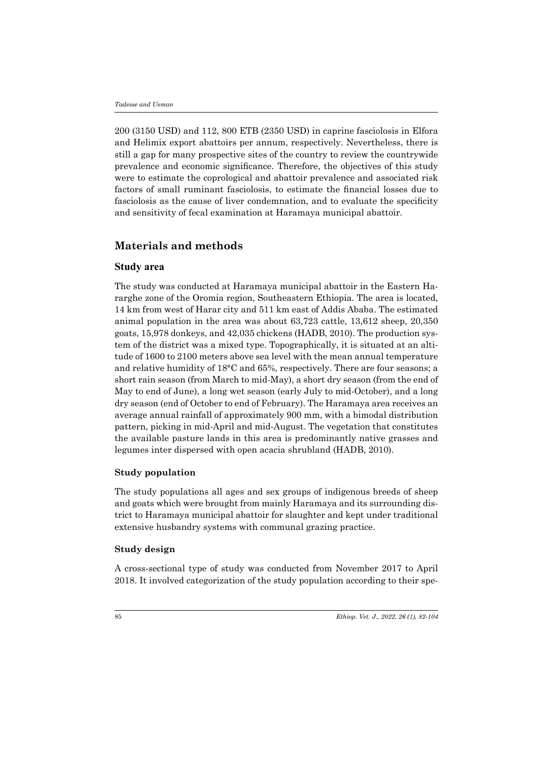200 (3150 USD) and 112, 800 ETB (2350 USD) in caprine fasciolosis in Elfora and Helimix export abattoirs per annum, respectively. Nevertheless, there is still a gap for many prospective sites of the country to review the countrywide prevalence and economic significance. Therefore, the objectives of this study were to estimate the coprological and abattoir prevalence and associated risk factors of small ruminant fasciolosis, to estimate the financial losses due to fasciolosis as the cause of liver condemnation, and to evaluate the specificity and sensitivity of fecal examination at Haramaya municipal abattoir.

## Materials and methods

### Study area

The study was conducted at Haramaya municipal abattoir in the Eastern Hararghe zone of the Oromia region, Southeastern Ethiopia. The area is located, 14 km from west of Harar city and 511 km east of Addis Ababa. The estimated animal population in the area was about 63,723 cattle, 13,612 sheep, 20,350 goats, 15,978 donkeys, and 42,035 chickens (HADB, 2010). The production system of the district was a mixed type. Topographically, it is situated at an altitude of 1600 to 2100 meters above sea level with the mean annual temperature and relative humidity of 18°C and 65%, respectively. There are four seasons; a short rain season (from March to mid-May), a short dry season (from the end of May to end of June), a long wet season (early July to mid-October), and a long dry season (end of October to end of February). The Haramaya area receives an average annual rainfall of approximately 900 mm, with a bimodal distribution pattern, picking in mid-April and mid-August. The vegetation that constitutes the available pasture lands in this area is predominantly native grasses and legumes inter dispersed with open acacia shrubland (HADB, 2010).

#### Study population

The study populations all ages and sex groups of indigenous breeds of sheep and goats which were brought from mainly Haramaya and its surrounding district to Haramaya municipal abattoir for slaughter and kept under traditional extensive husbandry systems with communal grazing practice.

#### Study design

A cross-sectional type of study was conducted from November 2017 to April 2018. It involved categorization of the study population according to their spe-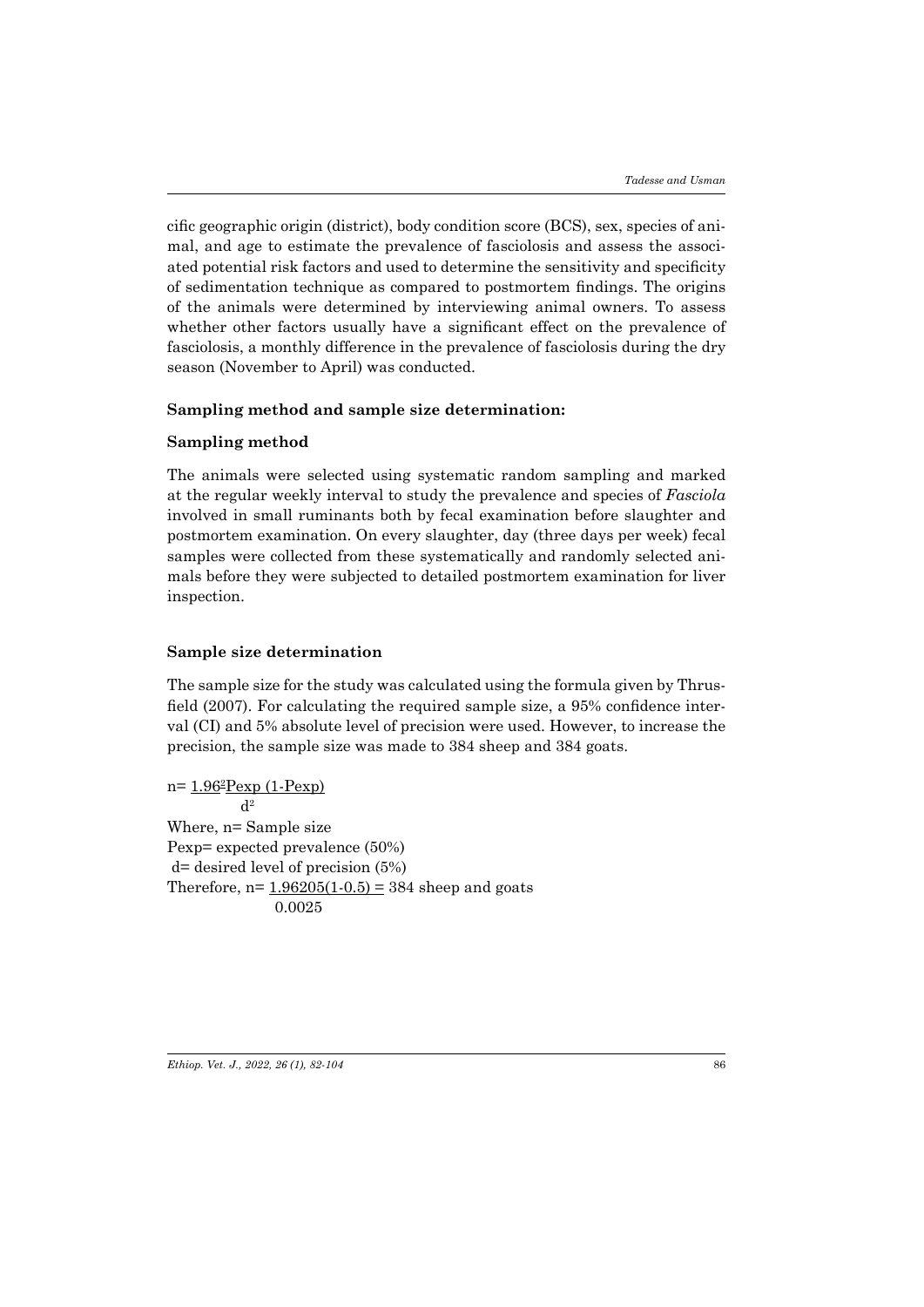cific geographic origin (district), body condition score (BCS), sex, species of animal, and age to estimate the prevalence of fasciolosis and assess the associated potential risk factors and used to determine the sensitivity and specificity of sedimentation technique as compared to postmortem findings. The origins of the animals were determined by interviewing animal owners. To assess whether other factors usually have a significant effect on the prevalence of fasciolosis, a monthly difference in the prevalence of fasciolosis during the dry season (November to April) was conducted.

**Sampling method and sample size determination:**

**Sampling method**

The animals were selected using systematic random sampling and marked at the regular weekly interval to study the prevalence and species of *Fasciola* involved in small ruminants both by fecal examination before slaughter and postmortem examination. On every slaughter, day (three days per week) fecal samples were collected from these systematically and randomly selected animals before they were subjected to detailed postmortem examination for liver inspection.

**Sample size determination**

The sample size for the study was calculated using the formula given by Thrusfield (2007). For calculating the required sample size, a 95% confidence interval (CI) and 5% absolute level of precision were used. However, to increase the precision, the sample size was made to 384 sheep and 384 goats.

$$n = \frac{1.96^2 Pexp\ (1-Pexp)}{d^2}$$

Where, n= Sample size

Pexp= expected prevalence (50%)

d= desired level of precision (5%)

Therefore, $n = \frac{1.96205(1-0.5)}{0.0025} =$ 384 sheep and goats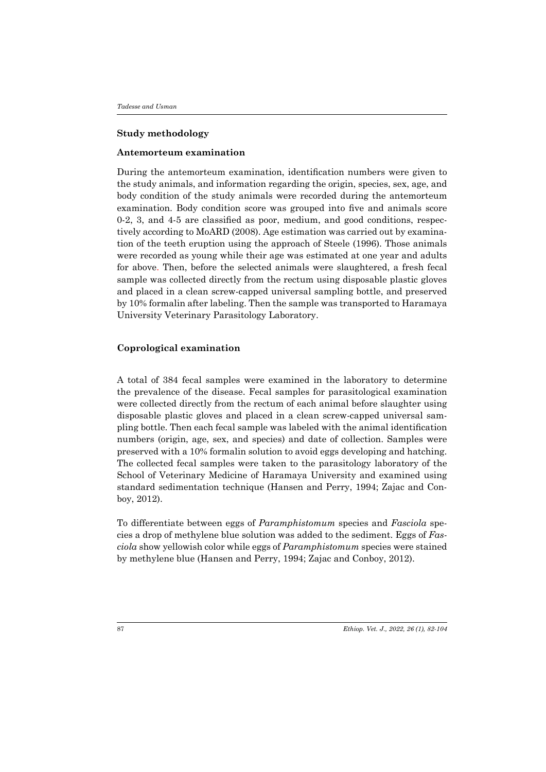## Study methodology

### Antemorteum examination

During the antemorteum examination, identification numbers were given to the study animals, and information regarding the origin, species, sex, age, and body condition of the study animals were recorded during the antemorteum examination. Body condition score was grouped into five and animals score 0-2, 3, and 4-5 are classified as poor, medium, and good conditions, respectively according to MoARD (2008). Age estimation was carried out by examination of the teeth eruption using the approach of Steele (1996). Those animals were recorded as young while their age was estimated at one year and adults for above. Then, before the selected animals were slaughtered, a fresh fecal sample was collected directly from the rectum using disposable plastic gloves and placed in a clean screw-capped universal sampling bottle, and preserved by 10% formalin after labeling. Then the sample was transported to Haramaya University Veterinary Parasitology Laboratory.

### Coprological examination

A total of 384 fecal samples were examined in the laboratory to determine the prevalence of the disease. Fecal samples for parasitological examination were collected directly from the rectum of each animal before slaughter using disposable plastic gloves and placed in a clean screw-capped universal sampling bottle. Then each fecal sample was labeled with the animal identification numbers (origin, age, sex, and species) and date of collection. Samples were preserved with a 10% formalin solution to avoid eggs developing and hatching. The collected fecal samples were taken to the parasitology laboratory of the School of Veterinary Medicine of Haramaya University and examined using standard sedimentation technique (Hansen and Perry, 1994; Zajac and Conboy, 2012).

To differentiate between eggs of *Paramphistomum* species and *Fasciola* species a drop of methylene blue solution was added to the sediment. Eggs of *Fasciola* show yellowish color while eggs of *Paramphistomum* species were stained by methylene blue (Hansen and Perry, 1994; Zajac and Conboy, 2012).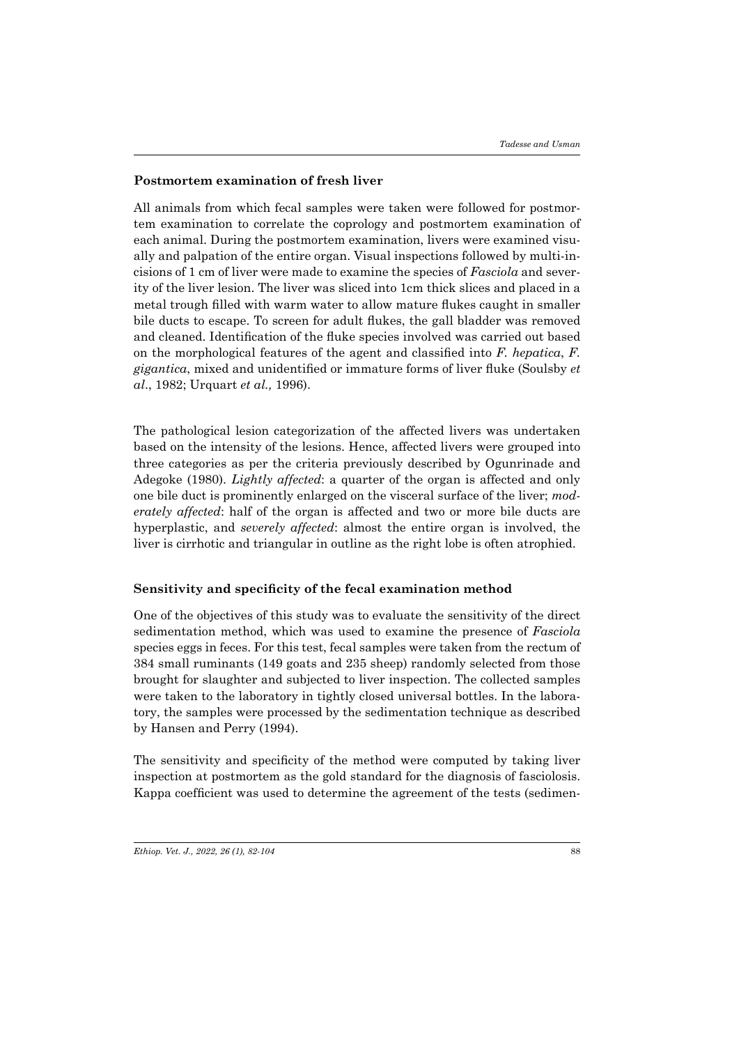### Postmortem examination of fresh liver

All animals from which fecal samples were taken were followed for postmortem examination to correlate the coprology and postmortem examination of each animal. During the postmortem examination, livers were examined visually and palpation of the entire organ. Visual inspections followed by multi-incisions of 1 cm of liver were made to examine the species of *Fasciola* and severity of the liver lesion. The liver was sliced into 1cm thick slices and placed in a metal trough filled with warm water to allow mature flukes caught in smaller bile ducts to escape. To screen for adult flukes, the gall bladder was removed and cleaned. Identification of the fluke species involved was carried out based on the morphological features of the agent and classified into *F. hepatica*, *F. gigantica*, mixed and unidentified or immature forms of liver fluke (Soulsby *et al*., 1982; Urquart *et al.,* 1996).

The pathological lesion categorization of the affected livers was undertaken based on the intensity of the lesions. Hence, affected livers were grouped into three categories as per the criteria previously described by Ogunrinade and Adegoke (1980). *Lightly affected*: a quarter of the organ is affected and only one bile duct is prominently enlarged on the visceral surface of the liver; *moderately affected*: half of the organ is affected and two or more bile ducts are hyperplastic, and *severely affected*: almost the entire organ is involved, the liver is cirrhotic and triangular in outline as the right lobe is often atrophied.

### Sensitivity and specificity of the fecal examination method

One of the objectives of this study was to evaluate the sensitivity of the direct sedimentation method, which was used to examine the presence of *Fasciola* species eggs in feces. For this test, fecal samples were taken from the rectum of 384 small ruminants (149 goats and 235 sheep) randomly selected from those brought for slaughter and subjected to liver inspection. The collected samples were taken to the laboratory in tightly closed universal bottles. In the laboratory, the samples were processed by the sedimentation technique as described by Hansen and Perry (1994).

The sensitivity and specificity of the method were computed by taking liver inspection at postmortem as the gold standard for the diagnosis of fasciolosis. Kappa coefficient was used to determine the agreement of the tests (sedimen-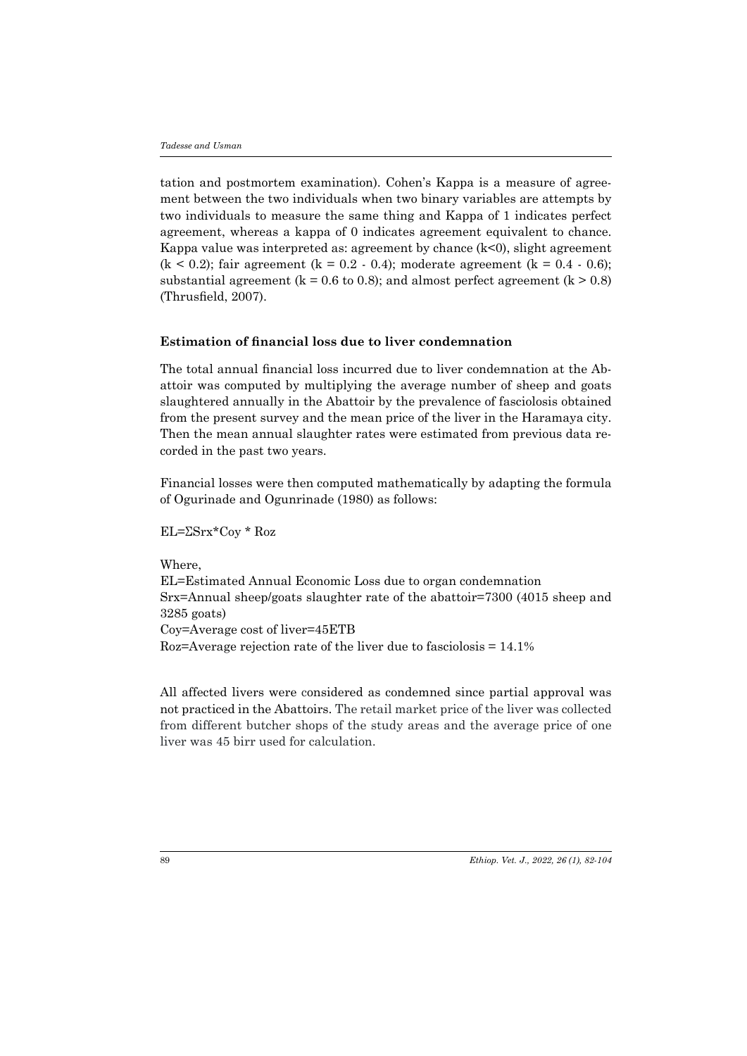tation and postmortem examination). Cohen's Kappa is a measure of agreement between the two individuals when two binary variables are attempts by two individuals to measure the same thing and Kappa of 1 indicates perfect agreement, whereas a kappa of 0 indicates agreement equivalent to chance. Kappa value was interpreted as: agreement by chance ($k<0$), slight agreement ($k < 0.2$); fair agreement ($k = 0.2 - 0.4$); moderate agreement ($k = 0.4 - 0.6$); substantial agreement ($k = 0.6$ to $0.8$); and almost perfect agreement ($k > 0.8$) (Thrusfield, 2007).

### Estimation of financial loss due to liver condemnation

The total annual financial loss incurred due to liver condemnation at the Abattoir was computed by multiplying the average number of sheep and goats slaughtered annually in the Abattoir by the prevalence of fasciolosis obtained from the present survey and the mean price of the liver in the Haramaya city. Then the mean annual slaughter rates were estimated from previous data recorded in the past two years.

Financial losses were then computed mathematically by adapting the formula of Ogurinade and Ogunrinade (1980) as follows:

$EL = \Sigma Srx * Coy * Roz$

Where,

EL=Estimated Annual Economic Loss due to organ condemnation

Srx=Annual sheep/goats slaughter rate of the abattoir=7300 (4015 sheep and 3285 goats)

Coy=Average cost of liver=45ETB

Roz=Average rejection rate of the liver due to fasciolosis = 14.1%

All affected livers were considered as condemned since partial approval was not practiced in the Abattoirs. The retail market price of the liver was collected from different butcher shops of the study areas and the average price of one liver was 45 birr used for calculation.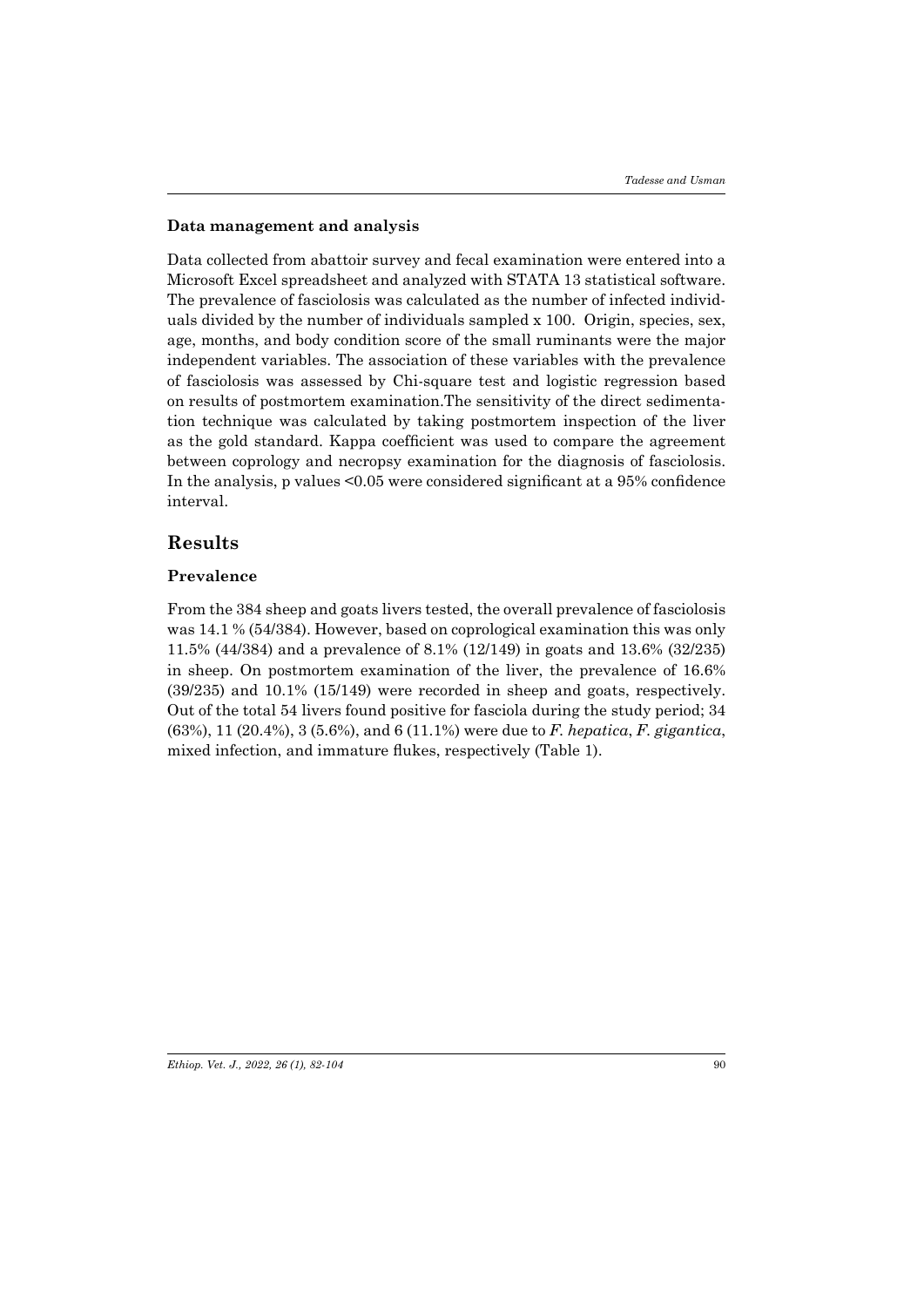### Data management and analysis

Data collected from abattoir survey and fecal examination were entered into a Microsoft Excel spreadsheet and analyzed with STATA 13 statistical software. The prevalence of fasciolosis was calculated as the number of infected individuals divided by the number of individuals sampled x 100. Origin, species, sex, age, months, and body condition score of the small ruminants were the major independent variables. The association of these variables with the prevalence of fasciolosis was assessed by Chi-square test and logistic regression based on results of postmortem examination.The sensitivity of the direct sedimentation technique was calculated by taking postmortem inspection of the liver as the gold standard. Kappa coefficient was used to compare the agreement between coprology and necropsy examination for the diagnosis of fasciolosis. In the analysis, p values <0.05 were considered significant at a 95% confidence interval.

## Results

### Prevalence

From the 384 sheep and goats livers tested, the overall prevalence of fasciolosis was 14.1 % (54/384). However, based on coprological examination this was only 11.5% (44/384) and a prevalence of 8.1% (12/149) in goats and 13.6% (32/235) in sheep. On postmortem examination of the liver, the prevalence of 16.6% (39/235) and 10.1% (15/149) were recorded in sheep and goats, respectively. Out of the total 54 livers found positive for fasciola during the study period; 34 (63%), 11 (20.4%), 3 (5.6%), and 6 (11.1%) were due to *F. hepatica*, *F. gigantica*, mixed infection, and immature flukes, respectively (Table 1).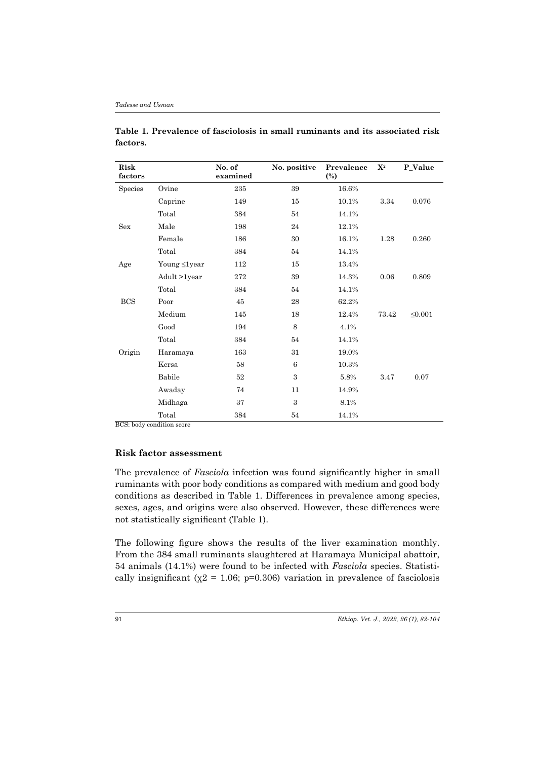**Table 1. Prevalence of fasciolosis in small ruminants and its associated risk factors.**

| Risk factors | | No. of examined | No. positive | Prevalence (%) | $X^2$ | P_Value |
|---|---|---|---|---|---|---|
| Species | Ovine | 235 | 39 | 16.6% | | |
| | Caprine | 149 | 15 | 10.1% | 3.34 | 0.076 |
| | Total | 384 | 54 | 14.1% | | |
| Sex | Male | 198 | 24 | 12.1% | | |
| | Female | 186 | 30 | 16.1% | 1.28 | 0.260 |
| | Total | 384 | 54 | 14.1% | | |
| Age | Young ≤1year | 112 | 15 | 13.4% | | |
| | Adult >1year | 272 | 39 | 14.3% | 0.06 | 0.809 |
| | Total | 384 | 54 | 14.1% | | |
| BCS | Poor | 45 | 28 | 62.2% | | |
| | Medium | 145 | 18 | 12.4% | 73.42 | ≤0.001 |
| | Good | 194 | 8 | 4.1% | | |
| | Total | 384 | 54 | 14.1% | | |
| Origin | Haramaya | 163 | 31 | 19.0% | | |
| | Kersa | 58 | 6 | 10.3% | | |
| | Babile | 52 | 3 | 5.8% | 3.47 | 0.07 |
| | Awaday | 74 | 11 | 14.9% | | |
| | Midhaga | 37 | 3 | 8.1% | | |
| | Total | 384 | 54 | 14.1% | | |

BCS: body condition score

### Risk factor assessment

The prevalence of *Fasciola* infection was found significantly higher in small ruminants with poor body conditions as compared with medium and good body conditions as described in Table 1. Differences in prevalence among species, sexes, ages, and origins were also observed. However, these differences were not statistically significant (Table 1).

The following figure shows the results of the liver examination monthly. From the 384 small ruminants slaughtered at Haramaya Municipal abattoir, 54 animals (14.1%) were found to be infected with *Fasciola* species. Statistically insignificant ($\chi2 = 1.06$; p=0.306) variation in prevalence of fasciolosis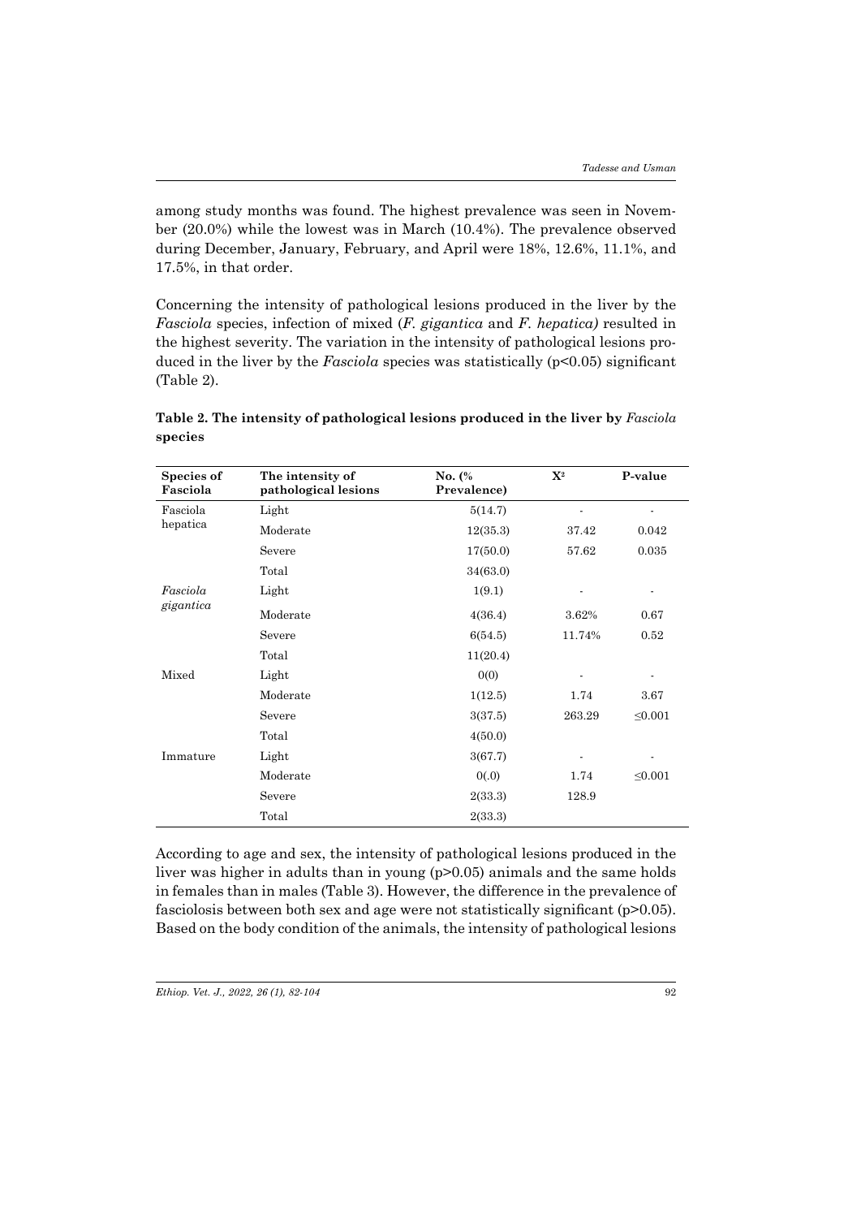among study months was found. The highest prevalence was seen in November (20.0%) while the lowest was in March (10.4%). The prevalence observed during December, January, February, and April were 18%, 12.6%, 11.1%, and 17.5%, in that order.

Concerning the intensity of pathological lesions produced in the liver by the *Fasciola* species, infection of mixed (*F. gigantica* and *F. hepatica)* resulted in the highest severity. The variation in the intensity of pathological lesions produced in the liver by the *Fasciola* species was statistically ($p<0.05$) significant (Table 2).

**Table 2. The intensity of pathological lesions produced in the liver by *Fasciola* species**

| Species of Fasciola | The intensity of pathological lesions | No. (% Prevalence) | $X^2$ | P-value |
|---|---|---|---|---|
| Fasciola hepatica | Light | 5(14.7) | - | - |
| | Moderate | 12(35.3) | 37.42 | 0.042 |
| | Severe | 17(50.0) | 57.62 | 0.035 |
| | Total | 34(63.0) | | |
| *Fasciola gigantica* | Light | 1(9.1) | - | - |
| | Moderate | 4(36.4) | 3.62% | 0.67 |
| | Severe | 6(54.5) | 11.74% | 0.52 |
| | Total | 11(20.4) | | |
| Mixed | Light | 0(0) | - | - |
| | Moderate | 1(12.5) | 1.74 | 3.67 |
| | Severe | 3(37.5) | 263.29 | ≤0.001 |
| | Total | 4(50.0) | | |
| Immature | Light | 3(67.7) | - | - |
| | Moderate | 0(.0) | 1.74 | ≤0.001 |
| | Severe | 2(33.3) | 128.9 | |
| | Total | 2(33.3) | | |

According to age and sex, the intensity of pathological lesions produced in the liver was higher in adults than in young ($p>0.05$) animals and the same holds in females than in males (Table 3). However, the difference in the prevalence of fasciolosis between both sex and age were not statistically significant ($p>0.05$). Based on the body condition of the animals, the intensity of pathological lesions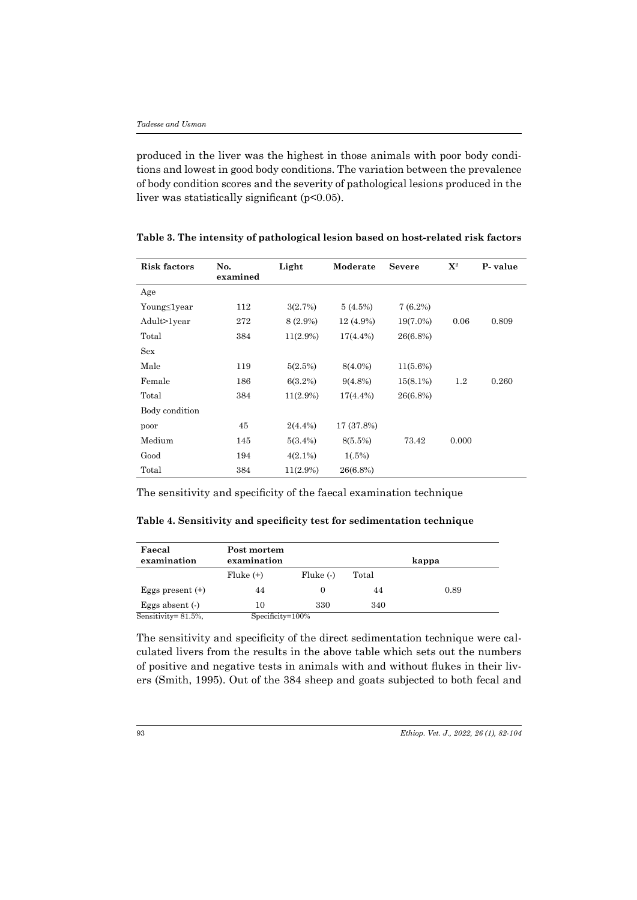produced in the liver was the highest in those animals with poor body conditions and lowest in good body conditions. The variation between the prevalence of body condition scores and the severity of pathological lesions produced in the liver was statistically significant ($p<0.05$).

**Table 3. The intensity of pathological lesion based on host-related risk factors**

| Risk factors | No. examined | Light | Moderate | Severe | $X^2$ | P- value |
|---|---|---|---|---|---|---|
| Age | | | | | | |
| Young≤1year | 112 | 3(2.7%) | 5 (4.5%) | 7 (6.2%) | | |
| Adult>1year | 272 | 8 (2.9%) | 12 (4.9%) | 19(7.0%) | 0.06 | 0.809 |
| Total | 384 | 11(2.9%) | 17(4.4%) | 26(6.8%) | | |
| Sex | | | | | | |
| Male | 119 | 5(2.5%) | 8(4.0%) | 11(5.6%) | | |
| Female | 186 | 6(3.2%) | 9(4.8%) | 15(8.1%) | 1.2 | 0.260 |
| Total | 384 | 11(2.9%) | 17(4.4%) | 26(6.8%) | | |
| Body condition | | | | | | |
| poor | 45 | 2(4.4%) | 17 (37.8%) | | | |
| Medium | 145 | 5(3.4%) | 8(5.5%) | 73.42 | 0.000 | |
| Good | 194 | 4(2.1%) | 1(.5%) | | | |
| Total | 384 | 11(2.9%) | 26(6.8%) | | | |

The sensitivity and specificity of the faecal examination technique

**Table 4. Sensitivity and specificity test for sedimentation technique**

| Faecal examination | Post mortem examination | | | kappa |
|---|---|---|---|---|
| | Fluke (+) | Fluke (-) | Total | |
| Eggs present (+) | 44 | 0 | 44 | 0.89 |
| Eggs absent (-) | 10 | 330 | 340 | |

Sensitivity= 81.5%, Specificity=100%

The sensitivity and specificity of the direct sedimentation technique were calculated livers from the results in the above table which sets out the numbers of positive and negative tests in animals with and without flukes in their livers (Smith, 1995). Out of the 384 sheep and goats subjected to both fecal and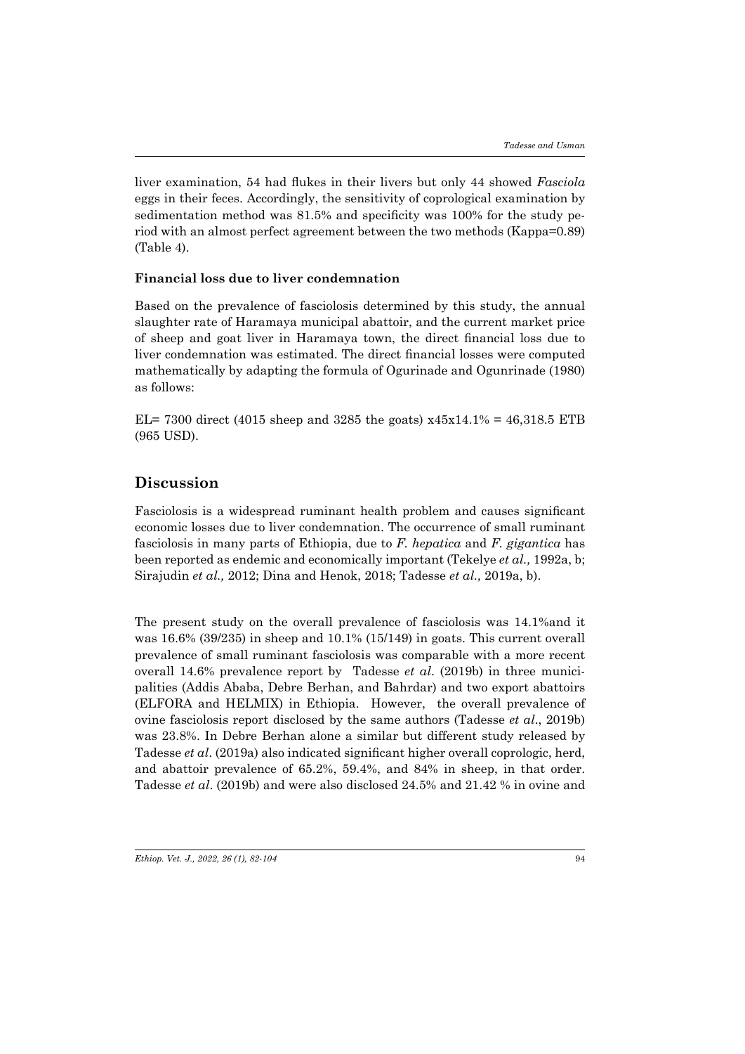liver examination, 54 had flukes in their livers but only 44 showed *Fasciola* eggs in their feces. Accordingly, the sensitivity of coprological examination by sedimentation method was 81.5% and specificity was 100% for the study period with an almost perfect agreement between the two methods (Kappa=0.89) (Table 4).

### Financial loss due to liver condemnation

Based on the prevalence of fasciolosis determined by this study, the annual slaughter rate of Haramaya municipal abattoir, and the current market price of sheep and goat liver in Haramaya town, the direct financial loss due to liver condemnation was estimated. The direct financial losses were computed mathematically by adapting the formula of Ogurinade and Ogunrinade (1980) as follows:

EL= 7300 direct (4015 sheep and 3285 the goats) x45x14.1% = 46,318.5 ETB (965 USD).

## Discussion

Fasciolosis is a widespread ruminant health problem and causes significant economic losses due to liver condemnation. The occurrence of small ruminant fasciolosis in many parts of Ethiopia, due to *F. hepatica* and *F. gigantica* has been reported as endemic and economically important (Tekelye *et al.,* 1992a, b; Sirajudin *et al.,* 2012; Dina and Henok, 2018; Tadesse *et al.,* 2019a, b).

The present study on the overall prevalence of fasciolosis was 14.1%and it was 16.6% (39/235) in sheep and 10.1% (15/149) in goats. This current overall prevalence of small ruminant fasciolosis was comparable with a more recent overall 14.6% prevalence report by Tadesse *et al*. (2019b) in three municipalities (Addis Ababa, Debre Berhan, and Bahrdar) and two export abattoirs (ELFORA and HELMIX) in Ethiopia. However, the overall prevalence of ovine fasciolosis report disclosed by the same authors (Tadesse *et al*., 2019b) was 23.8%. In Debre Berhan alone a similar but different study released by Tadesse *et al*. (2019a) also indicated significant higher overall coprologic, herd, and abattoir prevalence of 65.2%, 59.4%, and 84% in sheep, in that order. Tadesse *et al*. (2019b) and were also disclosed 24.5% and 21.42 % in ovine and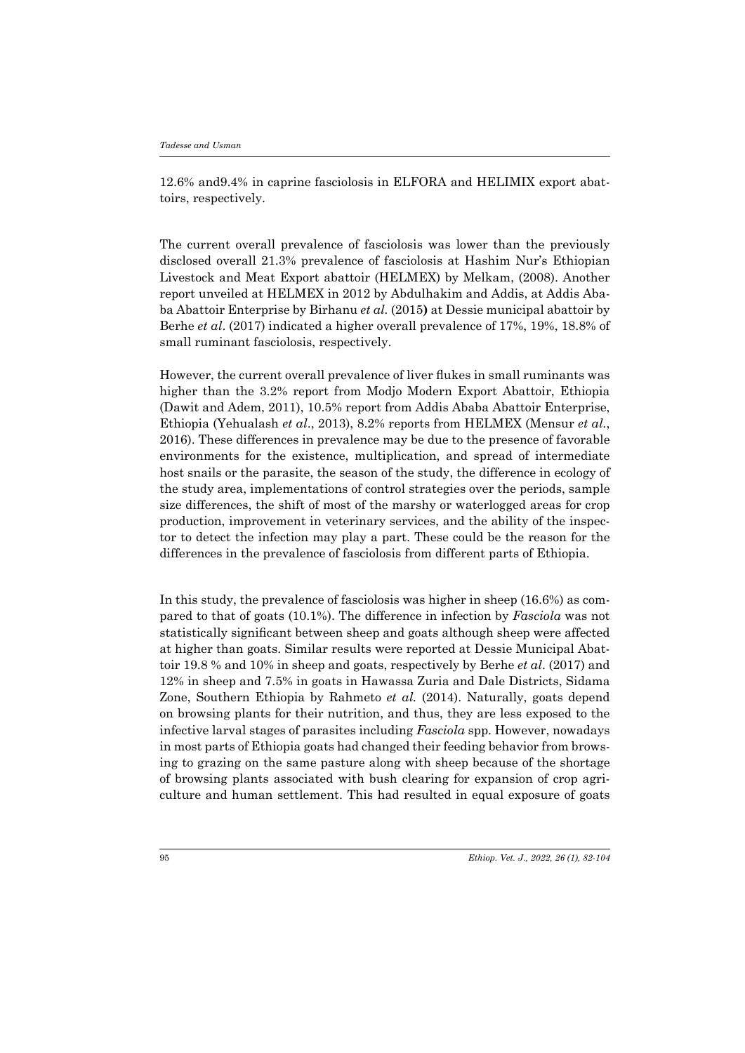12.6% and9.4% in caprine fasciolosis in ELFORA and HELIMIX export abattoirs, respectively.

The current overall prevalence of fasciolosis was lower than the previously disclosed overall 21.3% prevalence of fasciolosis at Hashim Nur's Ethiopian Livestock and Meat Export abattoir (HELMEX) by Melkam, (2008). Another report unveiled at HELMEX in 2012 by Abdulhakim and Addis, at Addis Ababa Abattoir Enterprise by Birhanu *et al.* (2015**)** at Dessie municipal abattoir by Berhe *et al*. (2017) indicated a higher overall prevalence of 17%, 19%, 18.8% of small ruminant fasciolosis, respectively.

However, the current overall prevalence of liver flukes in small ruminants was higher than the 3.2% report from Modjo Modern Export Abattoir, Ethiopia (Dawit and Adem, 2011), 10.5% report from Addis Ababa Abattoir Enterprise, Ethiopia (Yehualash *et al*., 2013), 8.2% reports from HELMEX (Mensur *et al*., 2016). These differences in prevalence may be due to the presence of favorable environments for the existence, multiplication, and spread of intermediate host snails or the parasite, the season of the study, the difference in ecology of the study area, implementations of control strategies over the periods, sample size differences, the shift of most of the marshy or waterlogged areas for crop production, improvement in veterinary services, and the ability of the inspector to detect the infection may play a part. These could be the reason for the differences in the prevalence of fasciolosis from different parts of Ethiopia.

In this study, the prevalence of fasciolosis was higher in sheep (16.6%) as compared to that of goats (10.1%). The difference in infection by *Fasciola* was not statistically significant between sheep and goats although sheep were affected at higher than goats. Similar results were reported at Dessie Municipal Abattoir 19.8 % and 10% in sheep and goats, respectively by Berhe *et al*. (2017) and 12% in sheep and 7.5% in goats in Hawassa Zuria and Dale Districts, Sidama Zone, Southern Ethiopia by Rahmeto *et al.* (2014). Naturally, goats depend on browsing plants for their nutrition, and thus, they are less exposed to the infective larval stages of parasites including *Fasciola* spp. However, nowadays in most parts of Ethiopia goats had changed their feeding behavior from browsing to grazing on the same pasture along with sheep because of the shortage of browsing plants associated with bush clearing for expansion of crop agriculture and human settlement. This had resulted in equal exposure of goats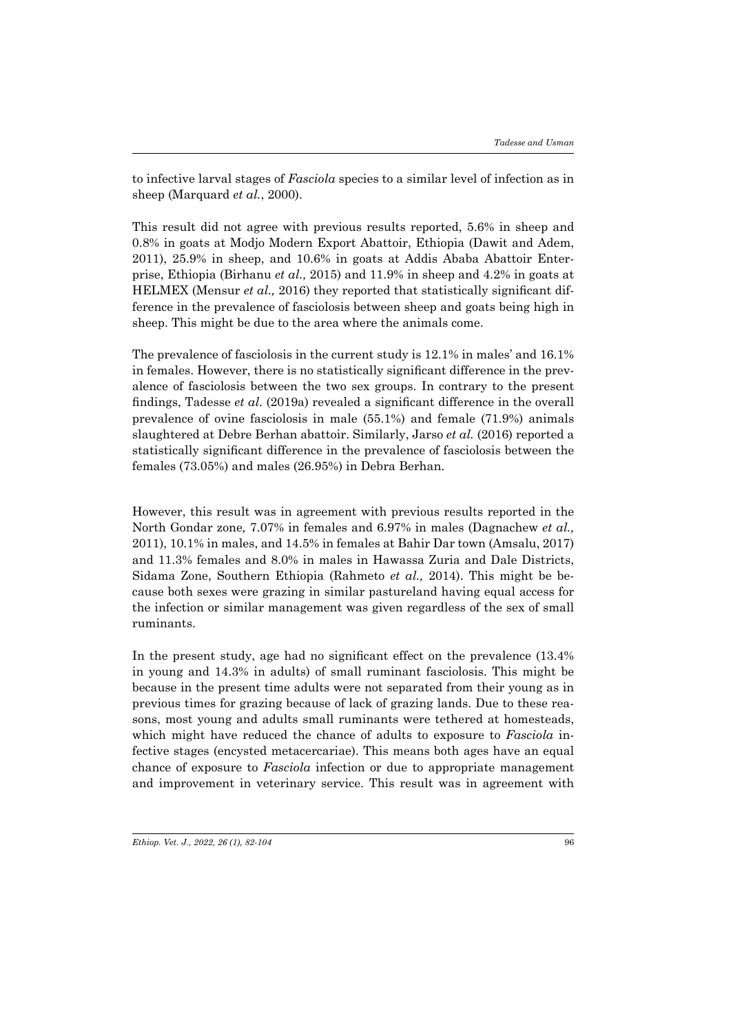to infective larval stages of *Fasciola* species to a similar level of infection as in sheep (Marquard *et al.*, 2000).

This result did not agree with previous results reported, 5.6% in sheep and 0.8% in goats at Modjo Modern Export Abattoir, Ethiopia (Dawit and Adem, 2011), 25.9% in sheep, and 10.6% in goats at Addis Ababa Abattoir Enterprise, Ethiopia (Birhanu *et al.,* 2015) and 11.9% in sheep and 4.2% in goats at HELMEX (Mensur *et al.,* 2016) they reported that statistically significant difference in the prevalence of fasciolosis between sheep and goats being high in sheep. This might be due to the area where the animals come.

The prevalence of fasciolosis in the current study is 12.1% in males' and 16.1% in females. However, there is no statistically significant difference in the prevalence of fasciolosis between the two sex groups. In contrary to the present findings, Tadesse *et al.* (2019a) revealed a significant difference in the overall prevalence of ovine fasciolosis in male (55.1%) and female (71.9%) animals slaughtered at Debre Berhan abattoir. Similarly, Jarso *et al.* (2016) reported a statistically significant difference in the prevalence of fasciolosis between the females (73.05%) and males (26.95%) in Debra Berhan.

However, this result was in agreement with previous results reported in the North Gondar zone*,* 7.07% in females and 6.97% in males (Dagnachew *et al.,* 2011), 10.1% in males, and 14.5% in females at Bahir Dar town (Amsalu, 2017) and 11.3% females and 8.0% in males in Hawassa Zuria and Dale Districts, Sidama Zone, Southern Ethiopia (Rahmeto *et al.,* 2014). This might be because both sexes were grazing in similar pastureland having equal access for the infection or similar management was given regardless of the sex of small ruminants.

In the present study, age had no significant effect on the prevalence (13.4% in young and 14.3% in adults) of small ruminant fasciolosis. This might be because in the present time adults were not separated from their young as in previous times for grazing because of lack of grazing lands. Due to these reasons, most young and adults small ruminants were tethered at homesteads, which might have reduced the chance of adults to exposure to *Fasciola* infective stages (encysted metacercariae). This means both ages have an equal chance of exposure to *Fasciola* infection or due to appropriate management and improvement in veterinary service. This result was in agreement with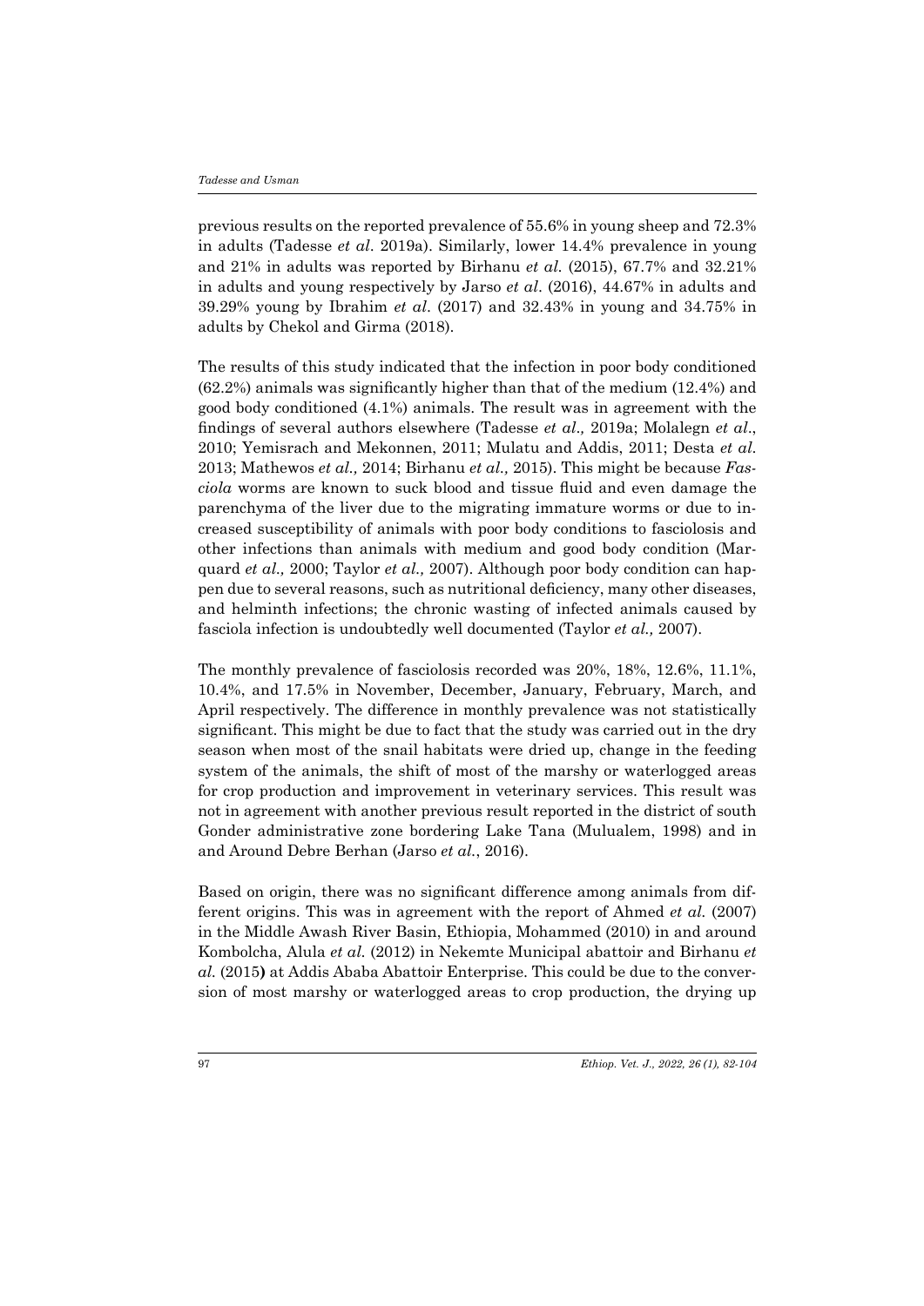previous results on the reported prevalence of 55.6% in young sheep and 72.3% in adults (Tadesse *et al*. 2019a). Similarly, lower 14.4% prevalence in young and 21% in adults was reported by Birhanu *et al.* (2015), 67.7% and 32.21% in adults and young respectively by Jarso *et al*. (2016), 44.67% in adults and 39.29% young by Ibrahim *et al*. (2017) and 32.43% in young and 34.75% in adults by Chekol and Girma (2018).

The results of this study indicated that the infection in poor body conditioned (62.2%) animals was significantly higher than that of the medium (12.4%) and good body conditioned (4.1%) animals. The result was in agreement with the findings of several authors elsewhere (Tadesse *et al.,* 2019a; Molalegn *et al*., 2010; Yemisrach and Mekonnen, 2011; Mulatu and Addis, 2011; Desta *et al.* 2013; Mathewos *et al.,* 2014; Birhanu *et al.,* 2015). This might be because *Fasciola* worms are known to suck blood and tissue fluid and even damage the parenchyma of the liver due to the migrating immature worms or due to increased susceptibility of animals with poor body conditions to fasciolosis and other infections than animals with medium and good body condition (Marquard *et al.,* 2000; Taylor *et al.,* 2007). Although poor body condition can happen due to several reasons, such as nutritional deficiency, many other diseases, and helminth infections; the chronic wasting of infected animals caused by fasciola infection is undoubtedly well documented (Taylor *et al.,* 2007).

The monthly prevalence of fasciolosis recorded was 20%, 18%, 12.6%, 11.1%, 10.4%, and 17.5% in November, December, January, February, March, and April respectively. The difference in monthly prevalence was not statistically significant. This might be due to fact that the study was carried out in the dry season when most of the snail habitats were dried up, change in the feeding system of the animals, the shift of most of the marshy or waterlogged areas for crop production and improvement in veterinary services. This result was not in agreement with another previous result reported in the district of south Gonder administrative zone bordering Lake Tana (Mulualem, 1998) and in and Around Debre Berhan (Jarso *et al.*, 2016).

Based on origin, there was no significant difference among animals from different origins. This was in agreement with the report of Ahmed *et al.* (2007) in the Middle Awash River Basin, Ethiopia, Mohammed (2010) in and around Kombolcha, Alula *et al.* (2012) in Nekemte Municipal abattoir and Birhanu *et al.* (2015**)** at Addis Ababa Abattoir Enterprise. This could be due to the conversion of most marshy or waterlogged areas to crop production, the drying up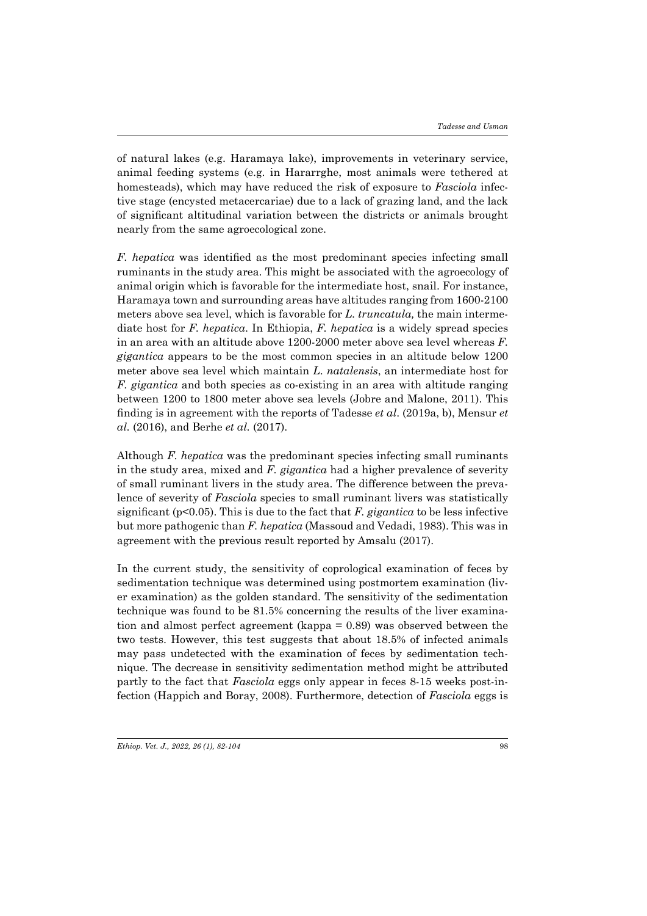of natural lakes (e.g. Haramaya lake), improvements in veterinary service, animal feeding systems (e.g. in Hararrghe, most animals were tethered at homesteads), which may have reduced the risk of exposure to *Fasciola* infective stage (encysted metacercariae) due to a lack of grazing land, and the lack of significant altitudinal variation between the districts or animals brought nearly from the same agroecological zone.

*F. hepatica* was identified as the most predominant species infecting small ruminants in the study area. This might be associated with the agroecology of animal origin which is favorable for the intermediate host, snail. For instance, Haramaya town and surrounding areas have altitudes ranging from 1600-2100 meters above sea level, which is favorable for *L. truncatula,* the main intermediate host for *F. hepatica*. In Ethiopia, *F. hepatica* is a widely spread species in an area with an altitude above 1200-2000 meter above sea level whereas *F. gigantica* appears to be the most common species in an altitude below 1200 meter above sea level which maintain *L. natalensis*, an intermediate host for *F. gigantica* and both species as co-existing in an area with altitude ranging between 1200 to 1800 meter above sea levels (Jobre and Malone, 2011). This finding is in agreement with the reports of Tadesse *et al*. (2019a, b), Mensur *et al.* (2016), and Berhe *et al.* (2017).

Although *F. hepatica* was the predominant species infecting small ruminants in the study area, mixed and *F. gigantica* had a higher prevalence of severity of small ruminant livers in the study area. The difference between the prevalence of severity of *Fasciola* species to small ruminant livers was statistically significant ($p<0.05$). This is due to the fact that *F. gigantica* to be less infective but more pathogenic than *F. hepatica* (Massoud and Vedadi, 1983). This was in agreement with the previous result reported by Amsalu (2017).

In the current study, the sensitivity of coprological examination of feces by sedimentation technique was determined using postmortem examination (liver examination) as the golden standard. The sensitivity of the sedimentation technique was found to be 81.5% concerning the results of the liver examination and almost perfect agreement (kappa = 0.89) was observed between the two tests. However, this test suggests that about 18.5% of infected animals may pass undetected with the examination of feces by sedimentation technique. The decrease in sensitivity sedimentation method might be attributed partly to the fact that *Fasciola* eggs only appear in feces 8-15 weeks post-infection (Happich and Boray, 2008). Furthermore, detection of *Fasciola* eggs is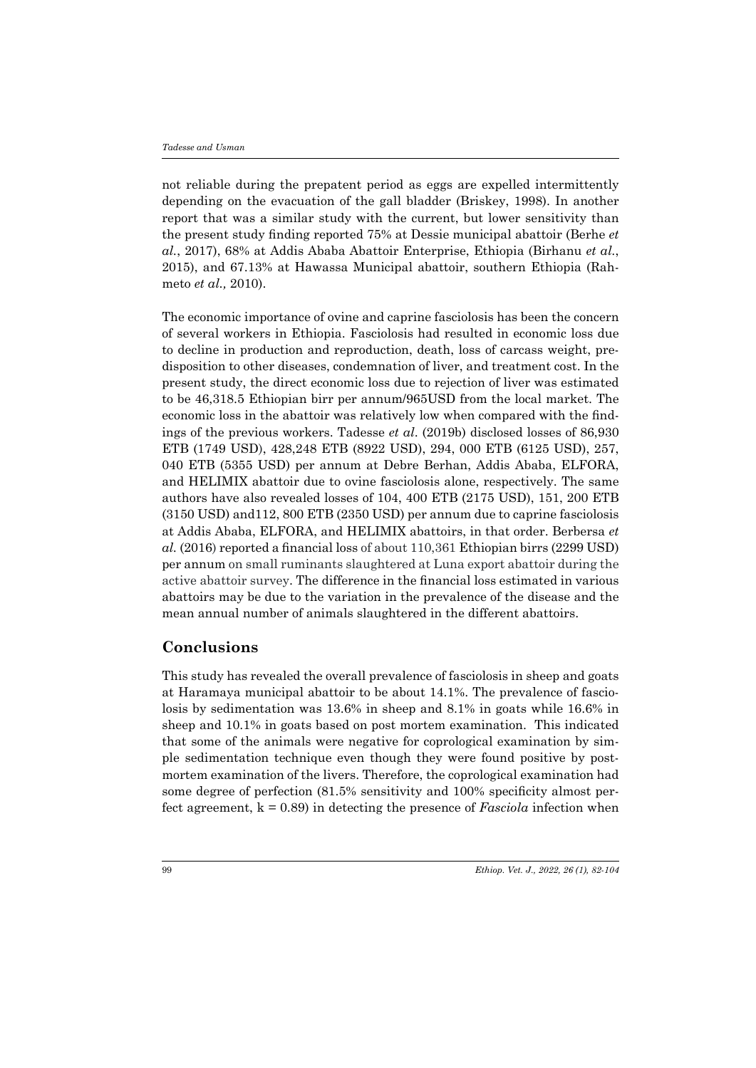not reliable during the prepatent period as eggs are expelled intermittently depending on the evacuation of the gall bladder (Briskey, 1998). In another report that was a similar study with the current, but lower sensitivity than the present study finding reported 75% at Dessie municipal abattoir (Berhe *et al.*, 2017), 68% at Addis Ababa Abattoir Enterprise, Ethiopia (Birhanu *et al.*, 2015), and 67.13% at Hawassa Municipal abattoir, southern Ethiopia (Rahmeto *et al.,* 2010).

The economic importance of ovine and caprine fasciolosis has been the concern of several workers in Ethiopia. Fasciolosis had resulted in economic loss due to decline in production and reproduction, death, loss of carcass weight, predisposition to other diseases, condemnation of liver, and treatment cost. In the present study, the direct economic loss due to rejection of liver was estimated to be 46,318.5 Ethiopian birr per annum/965USD from the local market. The economic loss in the abattoir was relatively low when compared with the findings of the previous workers. Tadesse *et al*. (2019b) disclosed losses of 86,930 ETB (1749 USD), 428,248 ETB (8922 USD), 294, 000 ETB (6125 USD), 257, 040 ETB (5355 USD) per annum at Debre Berhan, Addis Ababa, ELFORA, and HELIMIX abattoir due to ovine fasciolosis alone, respectively. The same authors have also revealed losses of 104, 400 ETB (2175 USD), 151, 200 ETB (3150 USD) and112, 800 ETB (2350 USD) per annum due to caprine fasciolosis at Addis Ababa, ELFORA, and HELIMIX abattoirs, in that order. Berbersa *et al.* (2016) reported a financial loss of about 110,361 Ethiopian birrs (2299 USD) per annum on small ruminants slaughtered at Luna export abattoir during the active abattoir survey. The difference in the financial loss estimated in various abattoirs may be due to the variation in the prevalence of the disease and the mean annual number of animals slaughtered in the different abattoirs.

## Conclusions

This study has revealed the overall prevalence of fasciolosis in sheep and goats at Haramaya municipal abattoir to be about 14.1%. The prevalence of fasciolosis by sedimentation was 13.6% in sheep and 8.1% in goats while 16.6% in sheep and 10.1% in goats based on post mortem examination. This indicated that some of the animals were negative for coprological examination by simple sedimentation technique even though they were found positive by postmortem examination of the livers. Therefore, the coprological examination had some degree of perfection (81.5% sensitivity and 100% specificity almost perfect agreement, k = 0.89) in detecting the presence of *Fasciola* infection when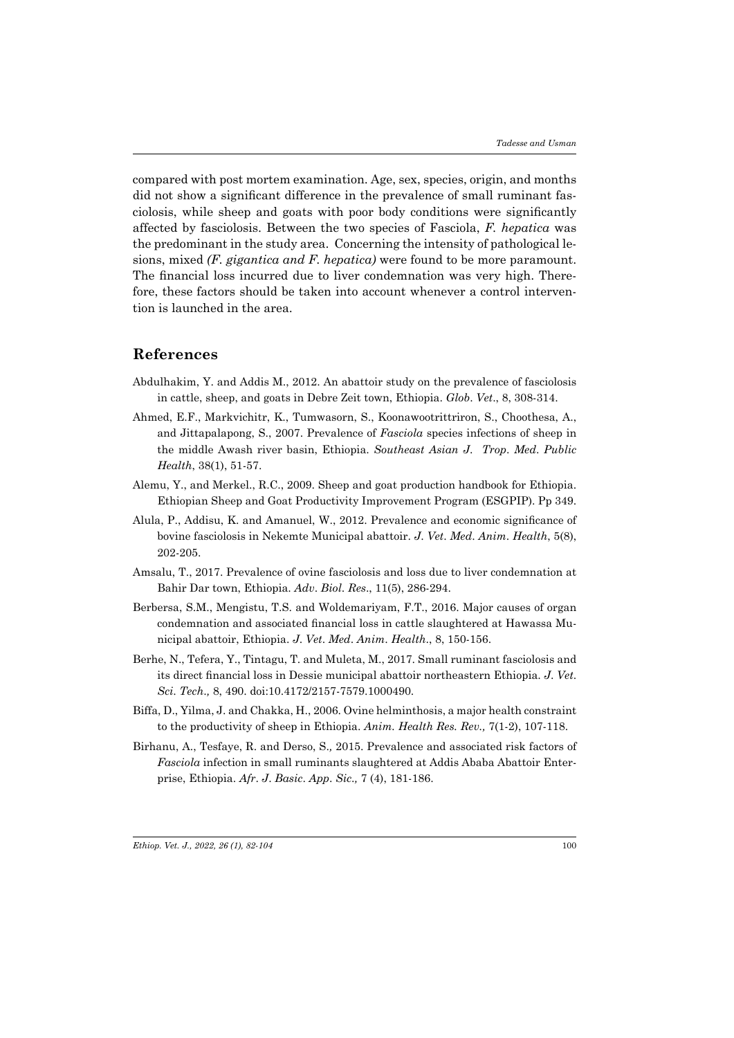compared with post mortem examination. Age, sex, species, origin, and months did not show a significant difference in the prevalence of small ruminant fasciolosis, while sheep and goats with poor body conditions were significantly affected by fasciolosis. Between the two species of Fasciola, *F. hepatica* was the predominant in the study area. Concerning the intensity of pathological lesions, mixed *(F. gigantica and F. hepatica)* were found to be more paramount. The financial loss incurred due to liver condemnation was very high. Therefore, these factors should be taken into account whenever a control intervention is launched in the area.

## References

Abdulhakim, Y. and Addis M., 2012. An abattoir study on the prevalence of fasciolosis in cattle, sheep, and goats in Debre Zeit town, Ethiopia. *Glob. Vet*., 8, 308-314.

Ahmed, E.F., Markvichitr, K., Tumwasorn, S., Koonawootrittriron, S., Choothesa, A., and Jittapalapong, S., 2007. Prevalence of *Fasciola* species infections of sheep in the middle Awash river basin, Ethiopia. *Southeast Asian J. Trop. Med. Public Health*, 38(1), 51-57.

Alemu, Y., and Merkel., R.C., 2009. Sheep and goat production handbook for Ethiopia. Ethiopian Sheep and Goat Productivity Improvement Program (ESGPIP). Pp 349.

Alula, P., Addisu, K. and Amanuel, W., 2012. Prevalence and economic significance of bovine fasciolosis in Nekemte Municipal abattoir. *J. Vet. Med. Anim. Health*, 5(8), 202-205.

Amsalu, T., 2017. Prevalence of ovine fasciolosis and loss due to liver condemnation at Bahir Dar town, Ethiopia. *Adv. Biol. Res*., 11(5), 286-294.

Berbersa, S.M., Mengistu, T.S. and Woldemariyam, F.T., 2016. Major causes of organ condemnation and associated financial loss in cattle slaughtered at Hawassa Municipal abattoir, Ethiopia. *J. Vet. Med. Anim. Health*., 8, 150-156.

Berhe, N., Tefera, Y., Tintagu, T. and Muleta, M., 2017. Small ruminant fasciolosis and its direct financial loss in Dessie municipal abattoir northeastern Ethiopia. *J. Vet. Sci. Tech.,* 8, 490. doi:10.4172/2157-7579.1000490.

Biffa, D., Yilma, J. and Chakka, H., 2006. Ovine helminthosis, a major health constraint to the productivity of sheep in Ethiopia. *Anim. Health Res. Rev.,* 7(1-2), 107-118.

Birhanu, A., Tesfaye, R. and Derso, S., 2015. Prevalence and associated risk factors of *Fasciola* infection in small ruminants slaughtered at Addis Ababa Abattoir Enterprise, Ethiopia. *Afr. J. Basic. App. Sic.,* 7 (4), 181-186.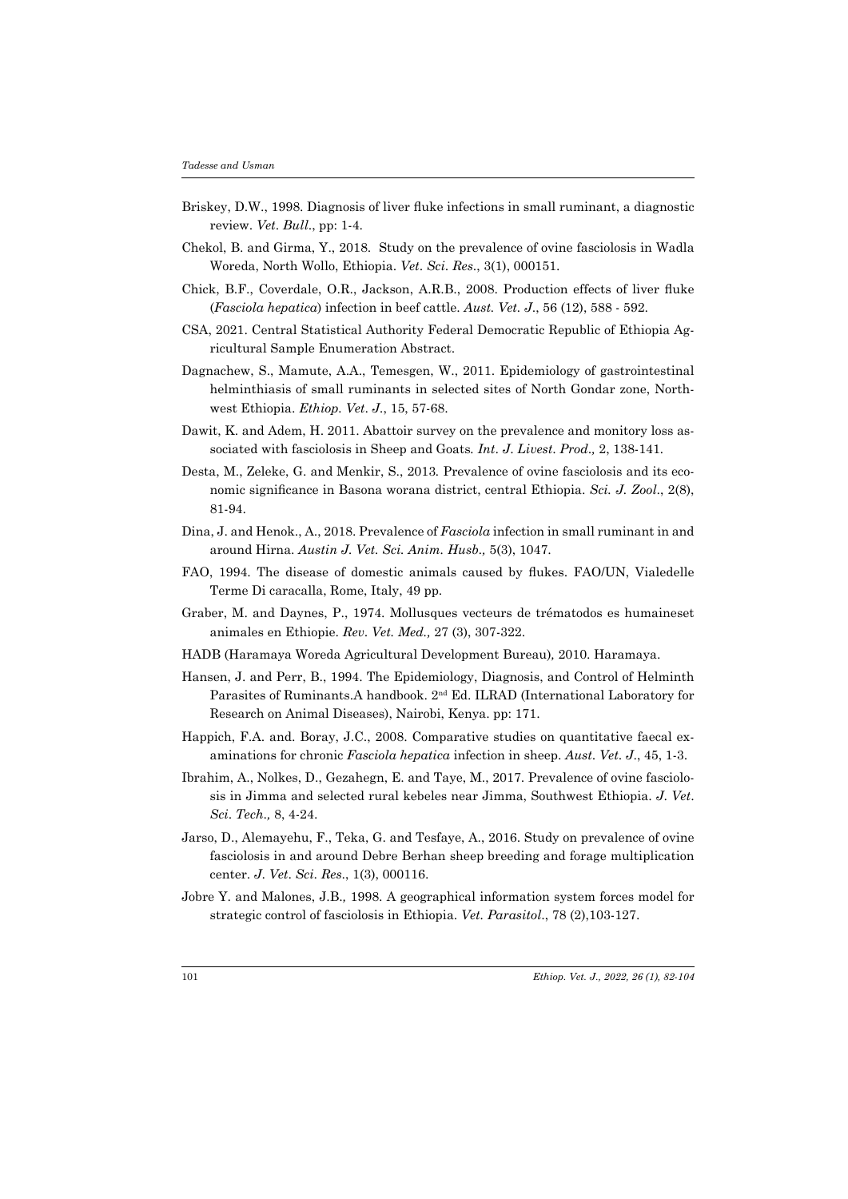Briskey, D.W., 1998. Diagnosis of liver fluke infections in small ruminant, a diagnostic review. *Vet. Bull*., pp: 1-4.

Chekol, B. and Girma, Y., 2018. Study on the prevalence of ovine fasciolosis in Wadla Woreda, North Wollo, Ethiopia. *Vet. Sci. Res*., 3(1), 000151.

Chick, B.F., Coverdale, O.R., Jackson, A.R.B., 2008. Production effects of liver fluke (*Fasciola hepatica*) infection in beef cattle. *Aust. Vet. J*., 56 (12), 588 - 592.

CSA, 2021. Central Statistical Authority Federal Democratic Republic of Ethiopia Agricultural Sample Enumeration Abstract.

Dagnachew, S., Mamute, A.A., Temesgen, W., 2011. Epidemiology of gastrointestinal helminthiasis of small ruminants in selected sites of North Gondar zone, Northwest Ethiopia. *Ethiop. Vet. J*., 15, 57-68.

Dawit, K. and Adem, H. 2011. Abattoir survey on the prevalence and monitory loss associated with fasciolosis in Sheep and Goats. *Int. J. Livest. Prod*., 2, 138-141.

Desta, M., Zeleke, G. and Menkir, S., 2013. Prevalence of ovine fasciolosis and its economic significance in Basona worana district, central Ethiopia. *Sci. J. Zool*., 2(8), 81-94.

Dina, J. and Henok., A., 2018. Prevalence of *Fasciola* infection in small ruminant in and around Hirna. *Austin J. Vet. Sci. Anim. Husb*., 5(3), 1047.

FAO, 1994. The disease of domestic animals caused by flukes. FAO/UN, Vialedelle Terme Di caracalla, Rome, Italy, 49 pp.

Graber, M. and Daynes, P., 1974. Mollusques vecteurs de trématodos es humaineset animales en Ethiopie. *Rev. Vet. Med*., 27 (3), 307-322.

HADB (Haramaya Woreda Agricultural Development Bureau), 2010. Haramaya.

Hansen, J. and Perr, B., 1994. The Epidemiology, Diagnosis, and Control of Helminth Parasites of Ruminants.A handbook. 2nd Ed. ILRAD (International Laboratory for Research on Animal Diseases), Nairobi, Kenya. pp: 171.

Happich, F.A. and. Boray, J.C., 2008. Comparative studies on quantitative faecal examinations for chronic *Fasciola hepatica* infection in sheep. *Aust. Vet. J*., 45, 1-3.

Ibrahim, A., Nolkes, D., Gezahegn, E. and Taye, M., 2017. Prevalence of ovine fasciolosis in Jimma and selected rural kebeles near Jimma, Southwest Ethiopia. *J. Vet. Sci. Tech*., 8, 4-24.

Jarso, D., Alemayehu, F., Teka, G. and Tesfaye, A., 2016. Study on prevalence of ovine fasciolosis in and around Debre Berhan sheep breeding and forage multiplication center. *J. Vet. Sci. Res*., 1(3), 000116.

Jobre Y. and Malones, J.B., 1998. A geographical information system forces model for strategic control of fasciolosis in Ethiopia. *Vet. Parasitol*., 78 (2),103-127.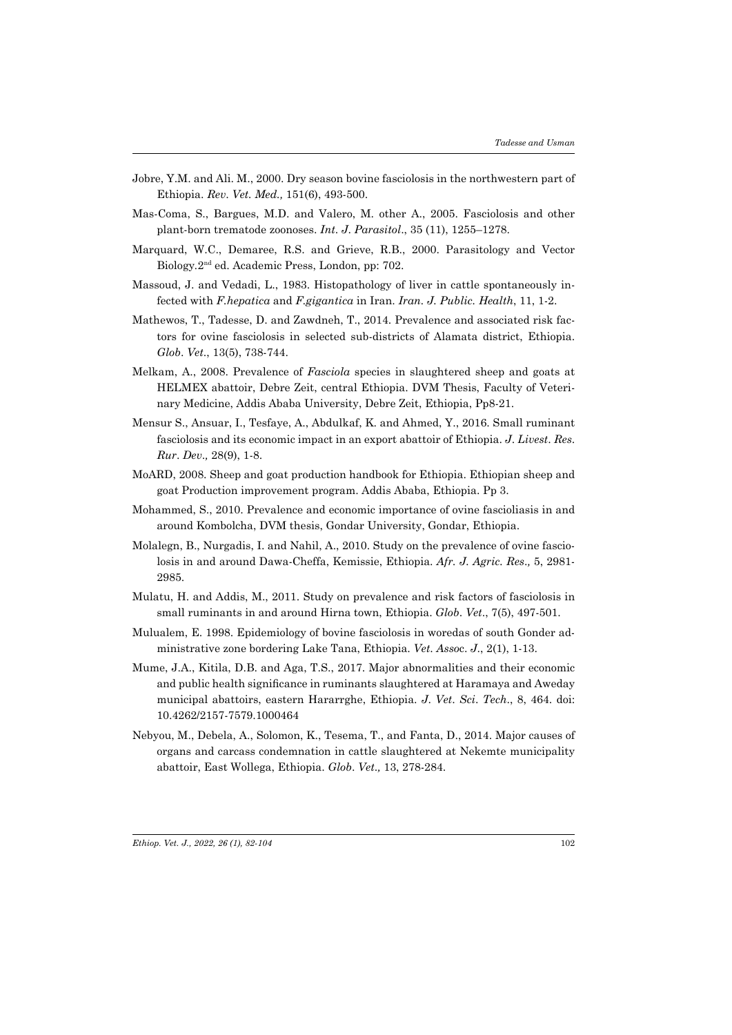Jobre, Y.M. and Ali. M., 2000. Dry season bovine fasciolosis in the northwestern part of Ethiopia. *Rev. Vet. Med.,* 151(6), 493-500.

Mas-Coma, S., Bargues, M.D. and Valero, M. other A., 2005. Fasciolosis and other plant-born trematode zoonoses. *Int. J. Parasitol*., 35 (11), 1255–1278.

Marquard, W.C., Demaree, R.S. and Grieve, R.B., 2000. Parasitology and Vector Biology.2nd ed. Academic Press, London, pp: 702.

Massoud, J. and Vedadi, L., 1983. Histopathology of liver in cattle spontaneously infected with *F.hepatica* and *F.gigantica* in Iran. *Iran. J. Public. Health*, 11, 1-2.

Mathewos, T., Tadesse, D. and Zawdneh, T., 2014. Prevalence and associated risk factors for ovine fasciolosis in selected sub-districts of Alamata district, Ethiopia. *Glob. Vet*., 13(5), 738-744.

Melkam, A., 2008. Prevalence of *Fasciola* species in slaughtered sheep and goats at HELMEX abattoir, Debre Zeit, central Ethiopia. DVM Thesis, Faculty of Veterinary Medicine, Addis Ababa University, Debre Zeit, Ethiopia, Pp8-21.

Mensur S., Ansuar, I., Tesfaye, A., Abdulkaf, K. and Ahmed, Y., 2016. Small ruminant fasciolosis and its economic impact in an export abattoir of Ethiopia. *J. Livest. Res. Rur. Dev.,* 28(9), 1-8.

MoARD, 2008. Sheep and goat production handbook for Ethiopia. Ethiopian sheep and goat Production improvement program. Addis Ababa, Ethiopia. Pp 3.

Mohammed, S., 2010. Prevalence and economic importance of ovine fascioliasis in and around Kombolcha, DVM thesis, Gondar University, Gondar, Ethiopia.

Molalegn, B., Nurgadis, I. and Nahil, A., 2010. Study on the prevalence of ovine fasciolosis in and around Dawa-Cheffa, Kemissie, Ethiopia. *Afr. J. Agric. Res.,* 5, 2981-2985.

Mulatu, H. and Addis, M., 2011. Study on prevalence and risk factors of fasciolosis in small ruminants in and around Hirna town, Ethiopia. *Glob. Vet*., 7(5), 497-501.

Mulualem, E. 1998. Epidemiology of bovine fasciolosis in woredas of south Gonder administrative zone bordering Lake Tana, Ethiopia. *Vet. Assoc. J*., 2(1), 1-13.

Mume, J.A., Kitila, D.B. and Aga, T.S., 2017. Major abnormalities and their economic and public health significance in ruminants slaughtered at Haramaya and Aweday municipal abattoirs, eastern Hararrghe, Ethiopia. *J. Vet. Sci. Tech*., 8, 464. doi: 10.4262/2157-7579.1000464

Nebyou, M., Debela, A., Solomon, K., Tesema, T., and Fanta, D., 2014. Major causes of organs and carcass condemnation in cattle slaughtered at Nekemte municipality abattoir, East Wollega, Ethiopia. *Glob. Vet.,* 13, 278-284.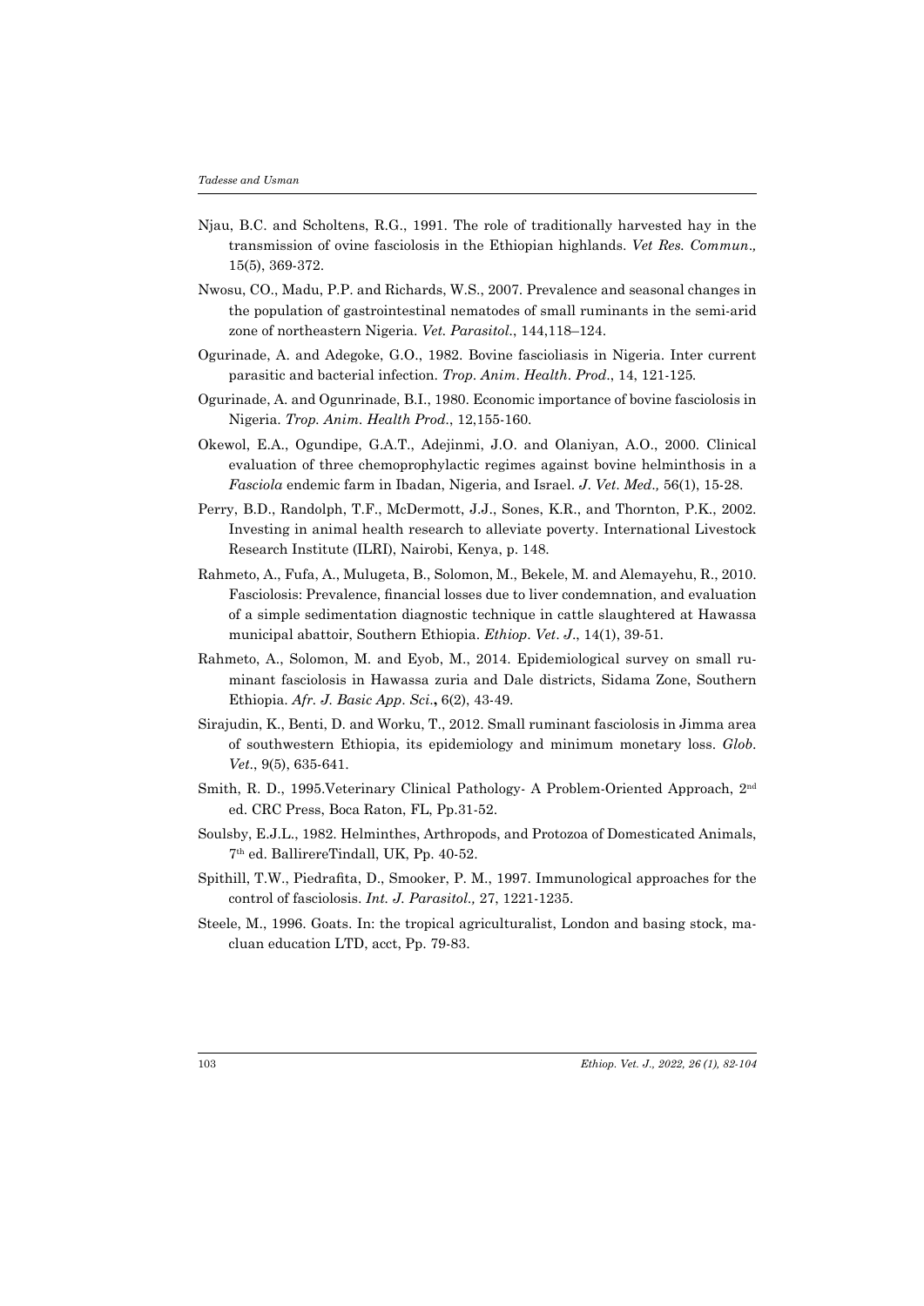Njau, B.C. and Scholtens, R.G., 1991. The role of traditionally harvested hay in the transmission of ovine fasciolosis in the Ethiopian highlands. *Vet Res. Commun.,* 15(5), 369-372.

Nwosu, CO., Madu, P.P. and Richards, W.S., 2007. Prevalence and seasonal changes in the population of gastrointestinal nematodes of small ruminants in the semi-arid zone of northeastern Nigeria. *Vet. Parasitol.*, 144,118–124.

Ogurinade, A. and Adegoke, G.O., 1982. Bovine fascioliasis in Nigeria. Inter current parasitic and bacterial infection. *Trop. Anim. Health. Prod.*, 14, 121-125.

Ogurinade, A. and Ogunrinade, B.I., 1980. Economic importance of bovine fasciolosis in Nigeria. *Trop. Anim. Health Prod.*, 12,155-160.

Okewol, E.A., Ogundipe, G.A.T., Adejinmi, J.O. and Olaniyan, A.O., 2000. Clinical evaluation of three chemoprophylactic regimes against bovine helminthosis in a *Fasciola* endemic farm in Ibadan, Nigeria, and Israel. *J. Vet. Med.,* 56(1), 15-28.

Perry, B.D., Randolph, T.F., McDermott, J.J., Sones, K.R., and Thornton, P.K., 2002. Investing in animal health research to alleviate poverty. International Livestock Research Institute (ILRI), Nairobi, Kenya, p. 148.

Rahmeto, A., Fufa, A., Mulugeta, B., Solomon, M., Bekele, M. and Alemayehu, R., 2010. Fasciolosis: Prevalence, financial losses due to liver condemnation, and evaluation of a simple sedimentation diagnostic technique in cattle slaughtered at Hawassa municipal abattoir, Southern Ethiopia. *Ethiop. Vet. J.*, 14(1), 39-51.

Rahmeto, A., Solomon, M. and Eyob, M., 2014. Epidemiological survey on small ruminant fasciolosis in Hawassa zuria and Dale districts, Sidama Zone, Southern Ethiopia. *Afr. J. Basic App. Sci.***,** 6(2), 43-49.

Sirajudin, K., Benti, D. and Worku, T., 2012. Small ruminant fasciolosis in Jimma area of southwestern Ethiopia, its epidemiology and minimum monetary loss. *Glob. Vet.*, 9(5), 635-641.

Smith, R. D., 1995.Veterinary Clinical Pathology- A Problem-Oriented Approach, 2nd ed. CRC Press, Boca Raton, FL, Pp.31-52.

Soulsby, E.J.L., 1982. Helminthes, Arthropods, and Protozoa of Domesticated Animals, 7th ed. BallirereTindall, UK, Pp. 40-52.

Spithill, T.W., Piedrafita, D., Smooker, P. M., 1997. Immunological approaches for the control of fasciolosis. *Int. J. Parasitol.,* 27, 1221-1235.

Steele, M., 1996. Goats. In: the tropical agriculturalist, London and basing stock, macluan education LTD, acct, Pp. 79-83.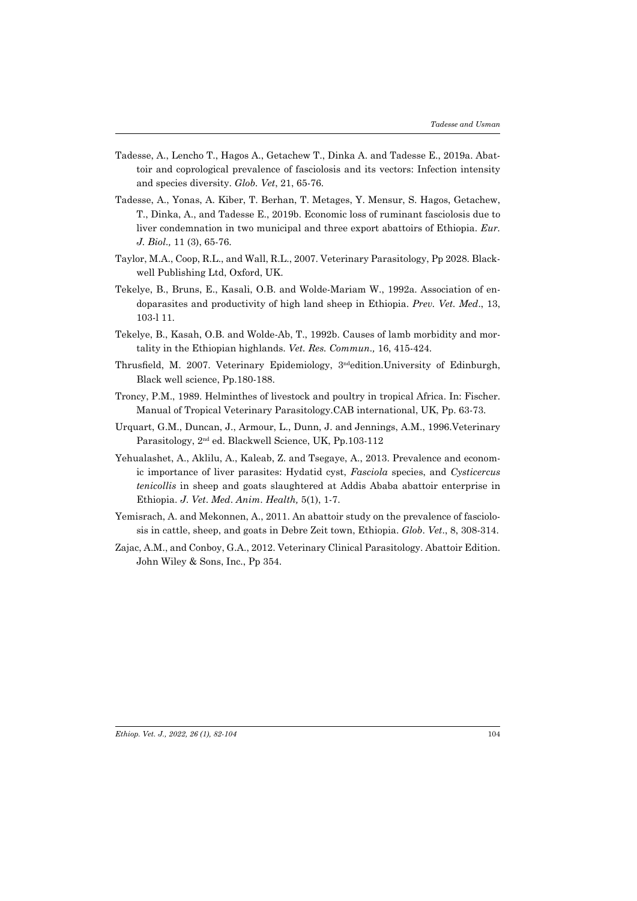Tadesse, A., Lencho T., Hagos A., Getachew T., Dinka A. and Tadesse E., 2019a. Abattoir and coprological prevalence of fasciolosis and its vectors: Infection intensity and species diversity. *Glob. Vet*, 21, 65-76.

Tadesse, A., Yonas, A. Kiber, T. Berhan, T. Metages, Y. Mensur, S. Hagos, Getachew, T., Dinka, A., and Tadesse E., 2019b. Economic loss of ruminant fasciolosis due to liver condemnation in two municipal and three export abattoirs of Ethiopia. *Eur. J. Biol.,* 11 (3), 65-76.

Taylor, M.A., Coop, R.L., and Wall, R.L., 2007. Veterinary Parasitology, Pp 2028. Blackwell Publishing Ltd, Oxford, UK.

Tekelye, B., Bruns, E., Kasali, O.B. and Wolde-Mariam W., 1992a. Association of endoparasites and productivity of high land sheep in Ethiopia. *Prev. Vet. Med*., 13, 103-l 11.

Tekelye, B., Kasah, O.B. and Wolde-Ab, T., 1992b. Causes of lamb morbidity and mortality in the Ethiopian highlands. *Vet. Res. Commun.,* 16, 415-424.

Thrusfield, M. 2007. Veterinary Epidemiology, 3rdedition.University of Edinburgh, Black well science, Pp.180-188.

Troncy, P.M., 1989. Helminthes of livestock and poultry in tropical Africa. In: Fischer. Manual of Tropical Veterinary Parasitology.CAB international, UK, Pp. 63-73.

Urquart, G.M., Duncan, J., Armour, L., Dunn, J. and Jennings, A.M., 1996.Veterinary Parasitology, 2nd ed. Blackwell Science, UK, Pp.103-112

Yehualashet, A., Aklilu, A., Kaleab, Z. and Tsegaye, A., 2013. Prevalence and economic importance of liver parasites: Hydatid cyst, *Fasciola* species, and *Cysticercus tenicollis* in sheep and goats slaughtered at Addis Ababa abattoir enterprise in Ethiopia. *J. Vet. Med. Anim. Health,* 5(1), 1-7.

Yemisrach, A. and Mekonnen, A., 2011. An abattoir study on the prevalence of fasciolosis in cattle, sheep, and goats in Debre Zeit town, Ethiopia. *Glob. Vet*., 8, 308-314.

Zajac, A.M., and Conboy, G.A., 2012. Veterinary Clinical Parasitology. Abattoir Edition. John Wiley & Sons, Inc., Pp 354.